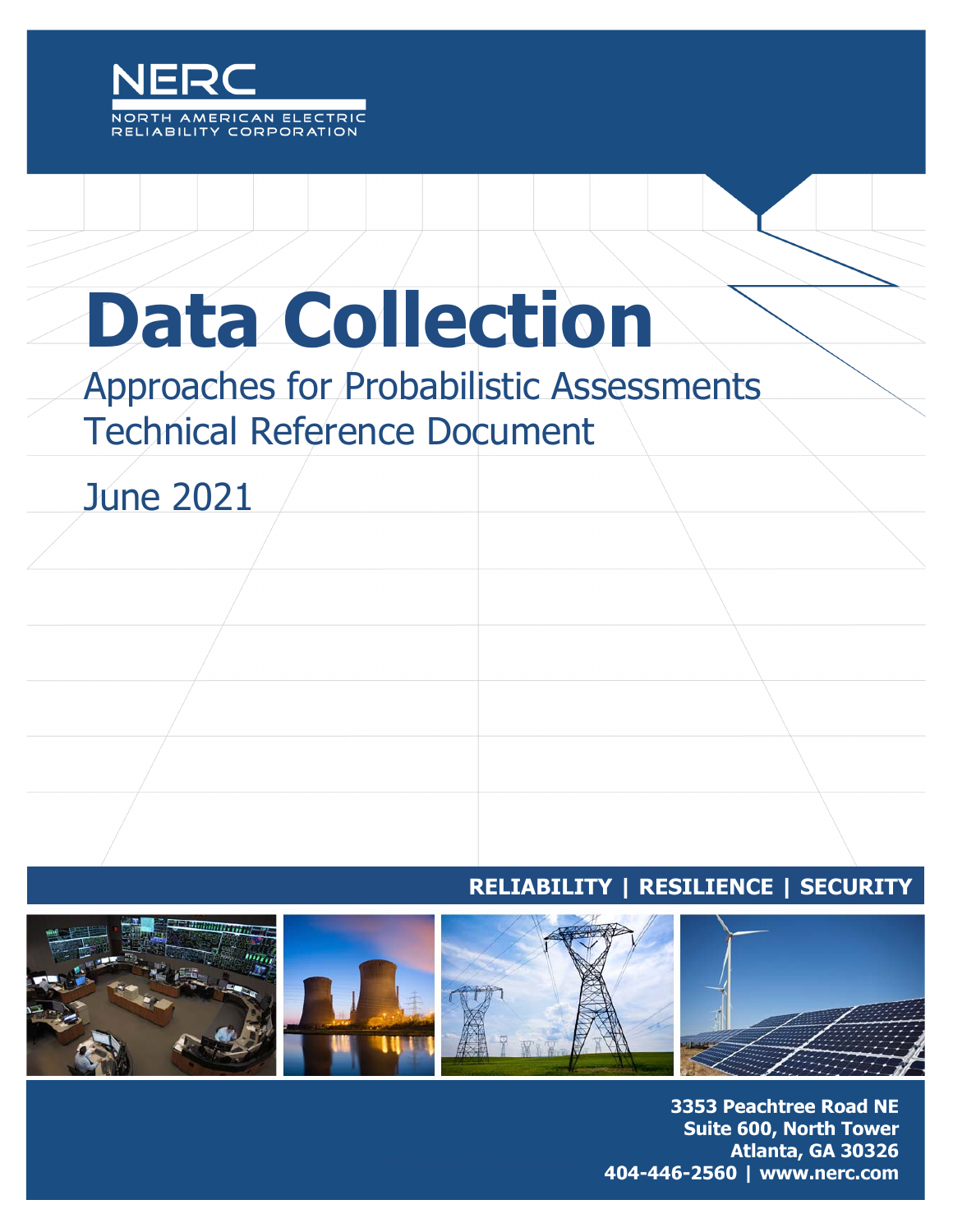NERC

NORTH AMERICAN ELECTRIC RELIABILITY CORPORATION

# Data Collection

## Approaches for Probabilistic Assessments Technical Reference Document

June 2021

**RELIABILITY | RESILIENCE | SECURITY**

**3353 Peachtree Road NE**
**Suite 600, North Tower**
**Atlanta, GA 30326**
**404-446-2560 | www.nerc.com**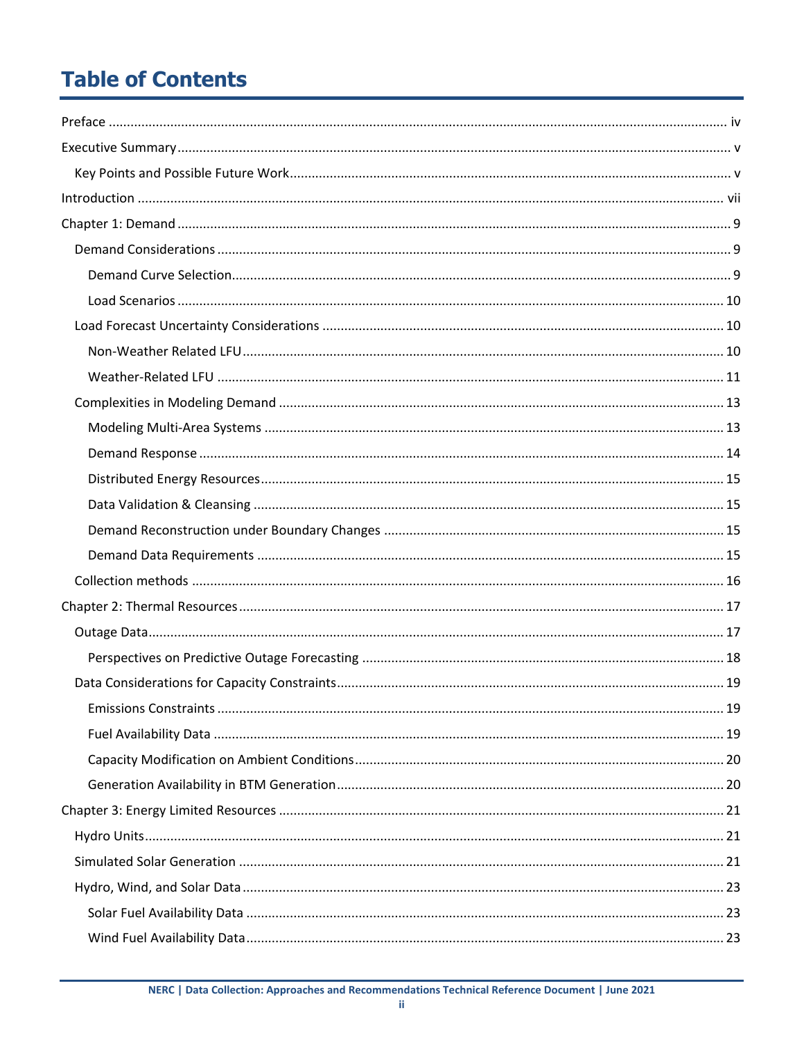# Table of Contents

Preface ........ iv

Executive Summary ........ v

- Key Points and Possible Future Work ........ v

Introduction ........ vii

Chapter 1: Demand ........ 9

- Demand Considerations ........ 9
  - Demand Curve Selection ........ 9
  - Load Scenarios ........ 10
- Load Forecast Uncertainty Considerations ........ 10
  - Non-Weather Related LFU ........ 10
  - Weather-Related LFU ........ 11
- Complexities in Modeling Demand ........ 13
  - Modeling Multi-Area Systems ........ 13
  - Demand Response ........ 14
  - Distributed Energy Resources ........ 15
  - Data Validation & Cleansing ........ 15
  - Demand Reconstruction under Boundary Changes ........ 15
  - Demand Data Requirements ........ 15
- Collection methods ........ 16

Chapter 2: Thermal Resources ........ 17

- Outage Data ........ 17
  - Perspectives on Predictive Outage Forecasting ........ 18
- Data Considerations for Capacity Constraints ........ 19
  - Emissions Constraints ........ 19
  - Fuel Availability Data ........ 19
  - Capacity Modification on Ambient Conditions ........ 20
  - Generation Availability in BTM Generation ........ 20

Chapter 3: Energy Limited Resources ........ 21

- Hydro Units ........ 21
- Simulated Solar Generation ........ 21
- Hydro, Wind, and Solar Data ........ 23
  - Solar Fuel Availability Data ........ 23
  - Wind Fuel Availability Data ........ 23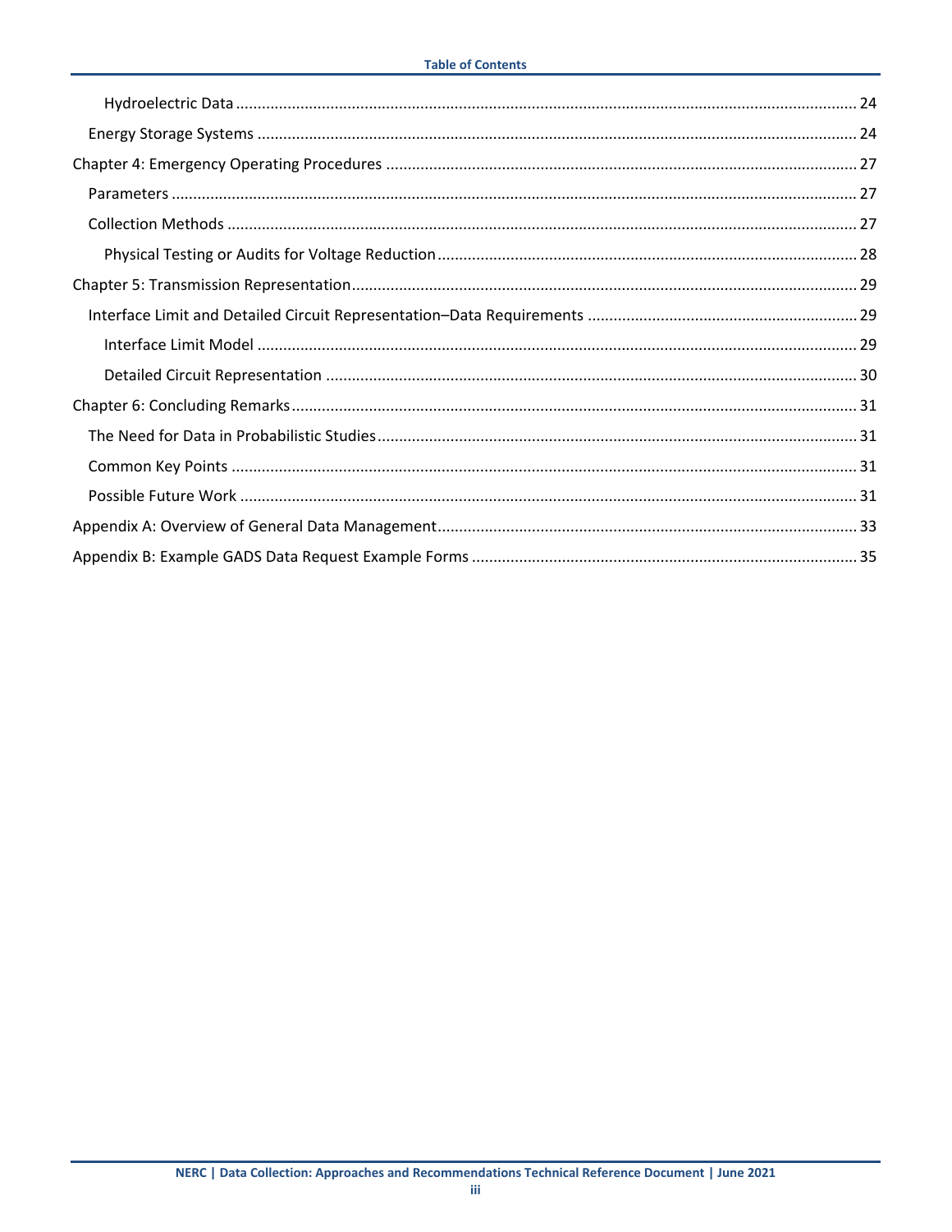Hydroelectric Data ... 24

Energy Storage Systems ... 24

Chapter 4: Emergency Operating Procedures ... 27

Parameters ... 27

Collection Methods ... 27

Physical Testing or Audits for Voltage Reduction ... 28

Chapter 5: Transmission Representation ... 29

Interface Limit and Detailed Circuit Representation–Data Requirements ... 29

Interface Limit Model ... 29

Detailed Circuit Representation ... 30

Chapter 6: Concluding Remarks ... 31

The Need for Data in Probabilistic Studies ... 31

Common Key Points ... 31

Possible Future Work ... 31

Appendix A: Overview of General Data Management ... 33

Appendix B: Example GADS Data Request Example Forms ... 35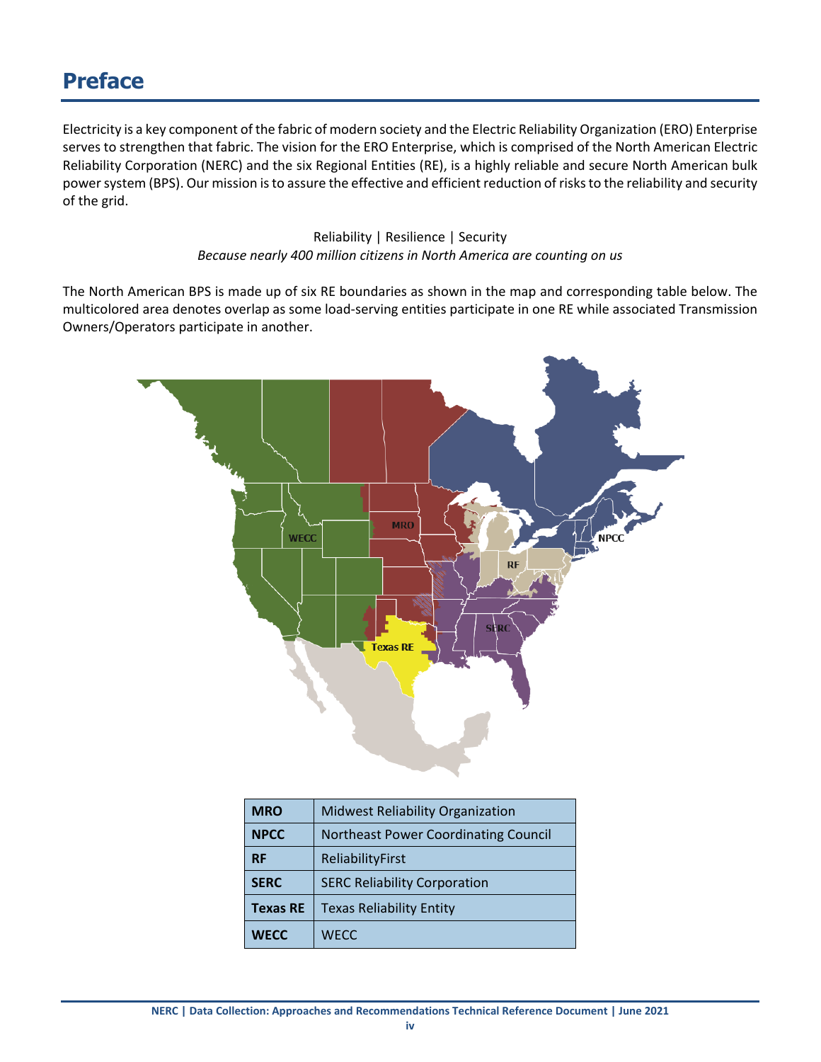# Preface

Electricity is a key component of the fabric of modern society and the Electric Reliability Organization (ERO) Enterprise serves to strengthen that fabric. The vision for the ERO Enterprise, which is comprised of the North American Electric Reliability Corporation (NERC) and the six Regional Entities (RE), is a highly reliable and secure North American bulk power system (BPS). Our mission is to assure the effective and efficient reduction of risks to the reliability and security of the grid.

Reliability | Resilience | Security

*Because nearly 400 million citizens in North America are counting on us*

The North American BPS is made up of six RE boundaries as shown in the map and corresponding table below. The multicolored area denotes overlap as some load-serving entities participate in one RE while associated Transmission Owners/Operators participate in another.

| | |
|---|---|
| **MRO** | Midwest Reliability Organization |
| **NPCC** | Northeast Power Coordinating Council |
| **RF** | ReliabilityFirst |
| **SERC** | SERC Reliability Corporation |
| **Texas RE** | Texas Reliability Entity |
| **WECC** | WECC |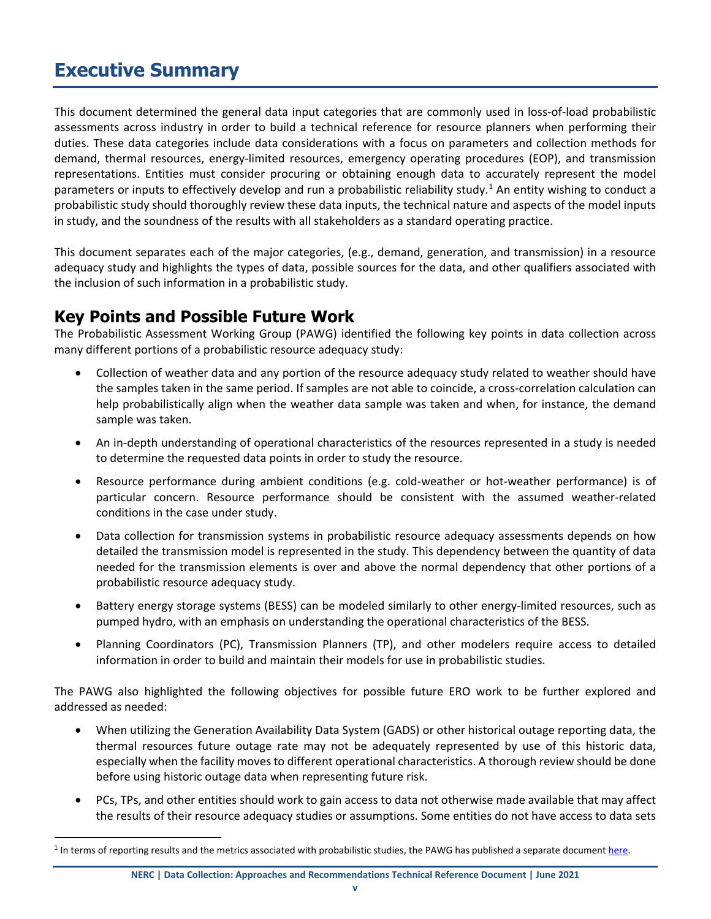# Executive Summary

This document determined the general data input categories that are commonly used in loss-of-load probabilistic assessments across industry in order to build a technical reference for resource planners when performing their duties. These data categories include data considerations with a focus on parameters and collection methods for demand, thermal resources, energy-limited resources, emergency operating procedures (EOP), and transmission representations. Entities must consider procuring or obtaining enough data to accurately represent the model parameters or inputs to effectively develop and run a probabilistic reliability study.[1] An entity wishing to conduct a probabilistic study should thoroughly review these data inputs, the technical nature and aspects of the model inputs in study, and the soundness of the results with all stakeholders as a standard operating practice.

This document separates each of the major categories, (e.g., demand, generation, and transmission) in a resource adequacy study and highlights the types of data, possible sources for the data, and other qualifiers associated with the inclusion of such information in a probabilistic study.

## Key Points and Possible Future Work

The Probabilistic Assessment Working Group (PAWG) identified the following key points in data collection across many different portions of a probabilistic resource adequacy study:

- Collection of weather data and any portion of the resource adequacy study related to weather should have the samples taken in the same period. If samples are not able to coincide, a cross-correlation calculation can help probabilistically align when the weather data sample was taken and when, for instance, the demand sample was taken.
- An in-depth understanding of operational characteristics of the resources represented in a study is needed to determine the requested data points in order to study the resource.
- Resource performance during ambient conditions (e.g. cold-weather or hot-weather performance) is of particular concern. Resource performance should be consistent with the assumed weather-related conditions in the case under study.
- Data collection for transmission systems in probabilistic resource adequacy assessments depends on how detailed the transmission model is represented in the study. This dependency between the quantity of data needed for the transmission elements is over and above the normal dependency that other portions of a probabilistic resource adequacy study.
- Battery energy storage systems (BESS) can be modeled similarly to other energy-limited resources, such as pumped hydro, with an emphasis on understanding the operational characteristics of the BESS.
- Planning Coordinators (PC), Transmission Planners (TP), and other modelers require access to detailed information in order to build and maintain their models for use in probabilistic studies.

The PAWG also highlighted the following objectives for possible future ERO work to be further explored and addressed as needed:

- When utilizing the Generation Availability Data System (GADS) or other historical outage reporting data, the thermal resources future outage rate may not be adequately represented by use of this historic data, especially when the facility moves to different operational characteristics. A thorough review should be done before using historic outage data when representing future risk.
- PCs, TPs, and other entities should work to gain access to data not otherwise made available that may affect the results of their resource adequacy studies or assumptions. Some entities do not have access to data sets

[1] In terms of reporting results and the metrics associated with probabilistic studies, the PAWG has published a separate document here.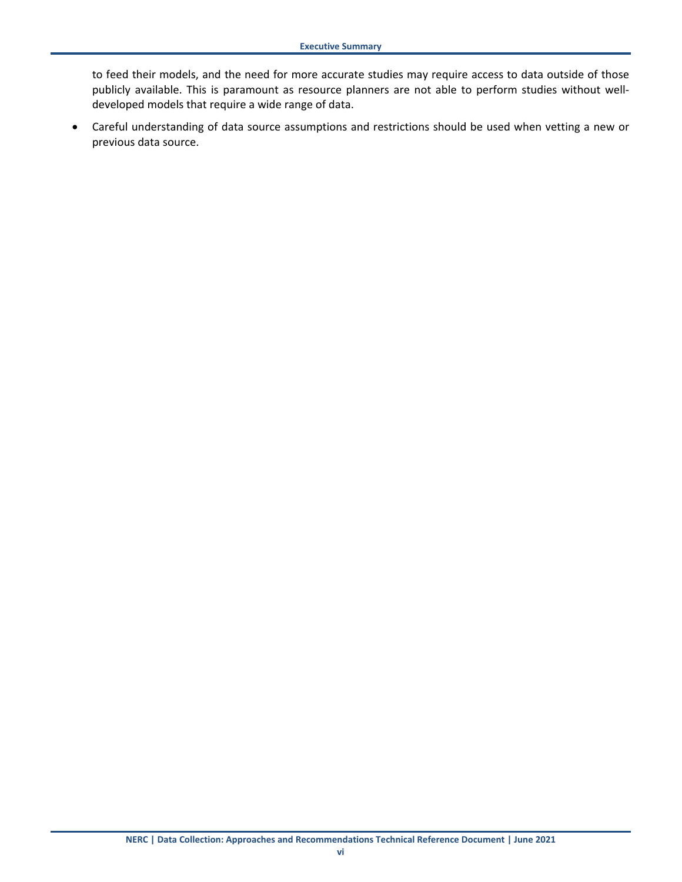to feed their models, and the need for more accurate studies may require access to data outside of those publicly available. This is paramount as resource planners are not able to perform studies without well-developed models that require a wide range of data.

- Careful understanding of data source assumptions and restrictions should be used when vetting a new or previous data source.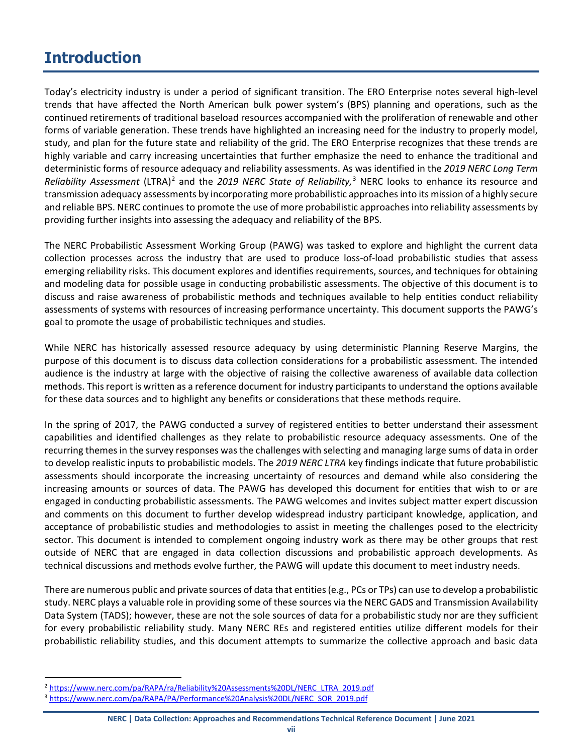# Introduction

Today's electricity industry is under a period of significant transition. The ERO Enterprise notes several high-level trends that have affected the North American bulk power system's (BPS) planning and operations, such as the continued retirements of traditional baseload resources accompanied with the proliferation of renewable and other forms of variable generation. These trends have highlighted an increasing need for the industry to properly model, study, and plan for the future state and reliability of the grid. The ERO Enterprise recognizes that these trends are highly variable and carry increasing uncertainties that further emphasize the need to enhance the traditional and deterministic forms of resource adequacy and reliability assessments. As was identified in the *2019 NERC Long Term Reliability Assessment* (LTRA)[2] and the *2019 NERC State of Reliability,*[3] NERC looks to enhance its resource and transmission adequacy assessments by incorporating more probabilistic approaches into its mission of a highly secure and reliable BPS. NERC continues to promote the use of more probabilistic approaches into reliability assessments by providing further insights into assessing the adequacy and reliability of the BPS.

The NERC Probabilistic Assessment Working Group (PAWG) was tasked to explore and highlight the current data collection processes across the industry that are used to produce loss-of-load probabilistic studies that assess emerging reliability risks. This document explores and identifies requirements, sources, and techniques for obtaining and modeling data for possible usage in conducting probabilistic assessments. The objective of this document is to discuss and raise awareness of probabilistic methods and techniques available to help entities conduct reliability assessments of systems with resources of increasing performance uncertainty. This document supports the PAWG's goal to promote the usage of probabilistic techniques and studies.

While NERC has historically assessed resource adequacy by using deterministic Planning Reserve Margins, the purpose of this document is to discuss data collection considerations for a probabilistic assessment. The intended audience is the industry at large with the objective of raising the collective awareness of available data collection methods. This report is written as a reference document for industry participants to understand the options available for these data sources and to highlight any benefits or considerations that these methods require.

In the spring of 2017, the PAWG conducted a survey of registered entities to better understand their assessment capabilities and identified challenges as they relate to probabilistic resource adequacy assessments. One of the recurring themes in the survey responses was the challenges with selecting and managing large sums of data in order to develop realistic inputs to probabilistic models. The *2019 NERC LTRA* key findings indicate that future probabilistic assessments should incorporate the increasing uncertainty of resources and demand while also considering the increasing amounts or sources of data. The PAWG has developed this document for entities that wish to or are engaged in conducting probabilistic assessments. The PAWG welcomes and invites subject matter expert discussion and comments on this document to further develop widespread industry participant knowledge, application, and acceptance of probabilistic studies and methodologies to assist in meeting the challenges posed to the electricity sector. This document is intended to complement ongoing industry work as there may be other groups that rest outside of NERC that are engaged in data collection discussions and probabilistic approach developments. As technical discussions and methods evolve further, the PAWG will update this document to meet industry needs.

There are numerous public and private sources of data that entities (e.g., PCs or TPs) can use to develop a probabilistic study. NERC plays a valuable role in providing some of these sources via the NERC GADS and Transmission Availability Data System (TADS); however, these are not the sole sources of data for a probabilistic study nor are they sufficient for every probabilistic reliability study. Many NERC REs and registered entities utilize different models for their probabilistic reliability studies, and this document attempts to summarize the collective approach and basic data

[2] https://www.nerc.com/pa/RAPA/ra/Reliability%20Assessments%20DL/NERC_LTRA_2019.pdf

[3] https://www.nerc.com/pa/RAPA/PA/Performance%20Analysis%20DL/NERC_SOR_2019.pdf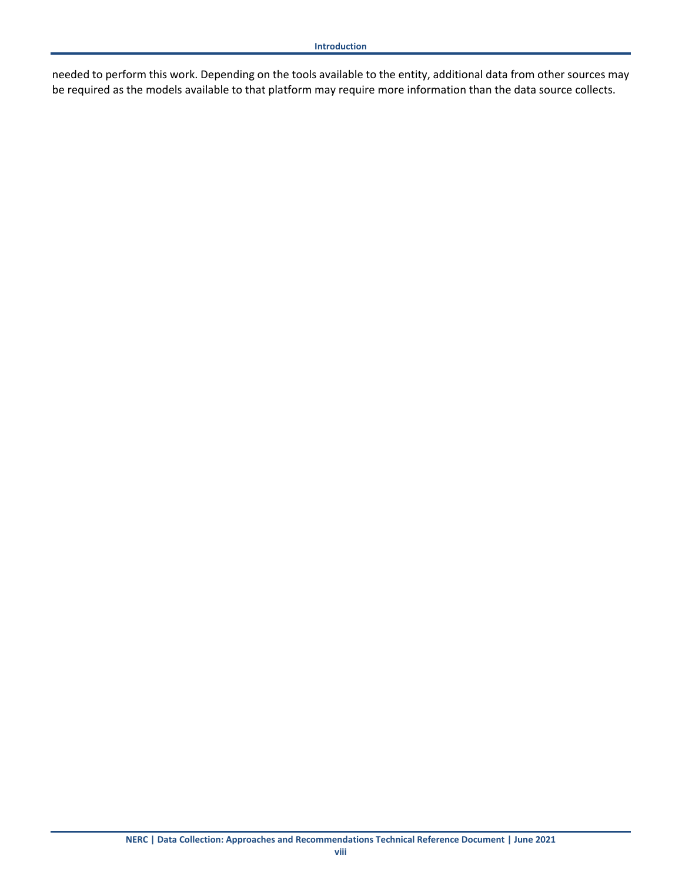needed to perform this work. Depending on the tools available to the entity, additional data from other sources may be required as the models available to that platform may require more information than the data source collects.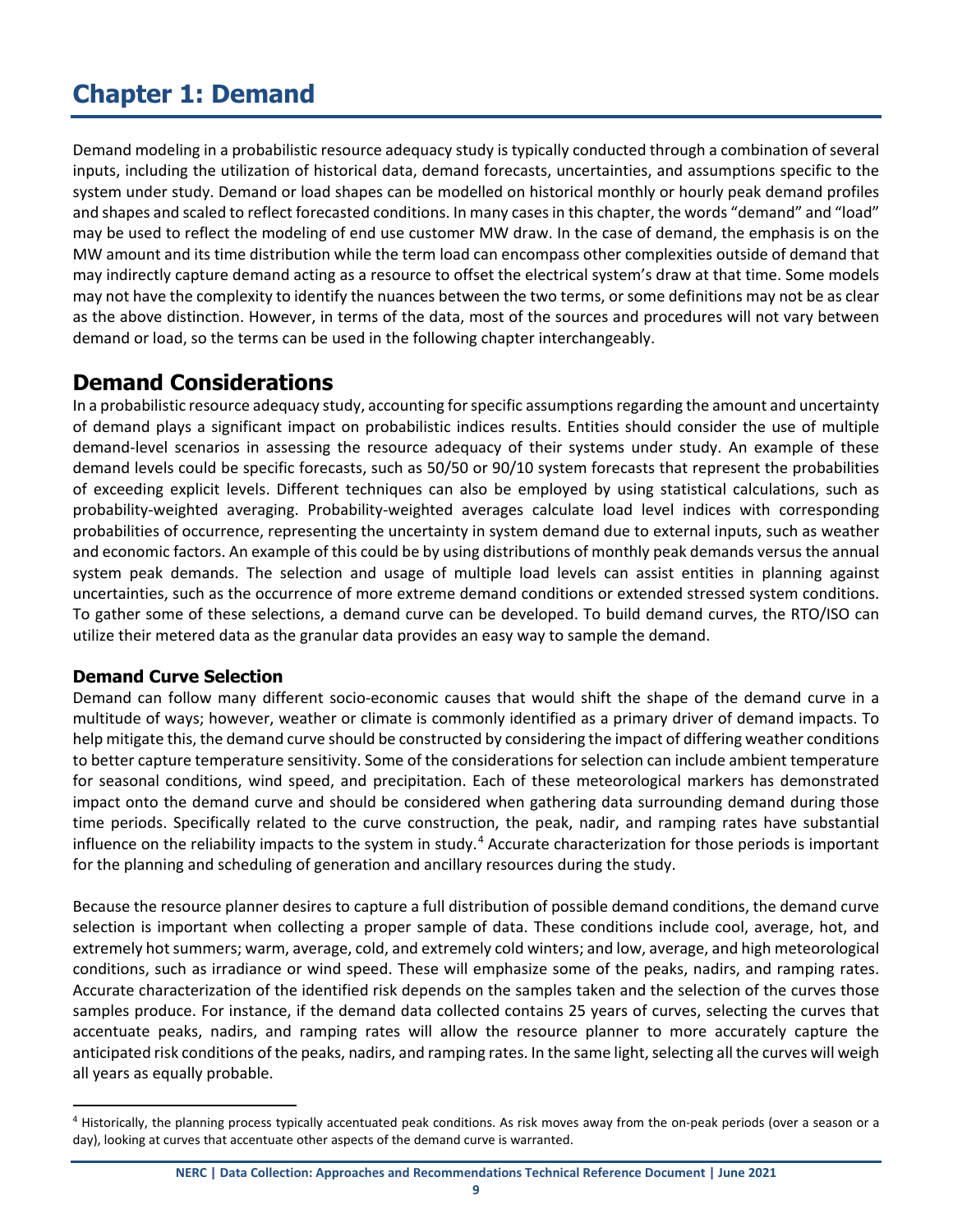# Chapter 1: Demand

Demand modeling in a probabilistic resource adequacy study is typically conducted through a combination of several inputs, including the utilization of historical data, demand forecasts, uncertainties, and assumptions specific to the system under study. Demand or load shapes can be modelled on historical monthly or hourly peak demand profiles and shapes and scaled to reflect forecasted conditions. In many cases in this chapter, the words "demand" and "load" may be used to reflect the modeling of end use customer MW draw. In the case of demand, the emphasis is on the MW amount and its time distribution while the term load can encompass other complexities outside of demand that may indirectly capture demand acting as a resource to offset the electrical system's draw at that time. Some models may not have the complexity to identify the nuances between the two terms, or some definitions may not be as clear as the above distinction. However, in terms of the data, most of the sources and procedures will not vary between demand or load, so the terms can be used in the following chapter interchangeably.

## Demand Considerations

In a probabilistic resource adequacy study, accounting for specific assumptions regarding the amount and uncertainty of demand plays a significant impact on probabilistic indices results. Entities should consider the use of multiple demand-level scenarios in assessing the resource adequacy of their systems under study. An example of these demand levels could be specific forecasts, such as 50/50 or 90/10 system forecasts that represent the probabilities of exceeding explicit levels. Different techniques can also be employed by using statistical calculations, such as probability-weighted averaging. Probability-weighted averages calculate load level indices with corresponding probabilities of occurrence, representing the uncertainty in system demand due to external inputs, such as weather and economic factors. An example of this could be by using distributions of monthly peak demands versus the annual system peak demands. The selection and usage of multiple load levels can assist entities in planning against uncertainties, such as the occurrence of more extreme demand conditions or extended stressed system conditions. To gather some of these selections, a demand curve can be developed. To build demand curves, the RTO/ISO can utilize their metered data as the granular data provides an easy way to sample the demand.

### Demand Curve Selection

Demand can follow many different socio-economic causes that would shift the shape of the demand curve in a multitude of ways; however, weather or climate is commonly identified as a primary driver of demand impacts. To help mitigate this, the demand curve should be constructed by considering the impact of differing weather conditions to better capture temperature sensitivity. Some of the considerations for selection can include ambient temperature for seasonal conditions, wind speed, and precipitation. Each of these meteorological markers has demonstrated impact onto the demand curve and should be considered when gathering data surrounding demand during those time periods. Specifically related to the curve construction, the peak, nadir, and ramping rates have substantial influence on the reliability impacts to the system in study.[4] Accurate characterization for those periods is important for the planning and scheduling of generation and ancillary resources during the study.

Because the resource planner desires to capture a full distribution of possible demand conditions, the demand curve selection is important when collecting a proper sample of data. These conditions include cool, average, hot, and extremely hot summers; warm, average, cold, and extremely cold winters; and low, average, and high meteorological conditions, such as irradiance or wind speed. These will emphasize some of the peaks, nadirs, and ramping rates. Accurate characterization of the identified risk depends on the samples taken and the selection of the curves those samples produce. For instance, if the demand data collected contains 25 years of curves, selecting the curves that accentuate peaks, nadirs, and ramping rates will allow the resource planner to more accurately capture the anticipated risk conditions of the peaks, nadirs, and ramping rates. In the same light, selecting all the curves will weigh all years as equally probable.

[4] Historically, the planning process typically accentuated peak conditions. As risk moves away from the on-peak periods (over a season or a day), looking at curves that accentuate other aspects of the demand curve is warranted.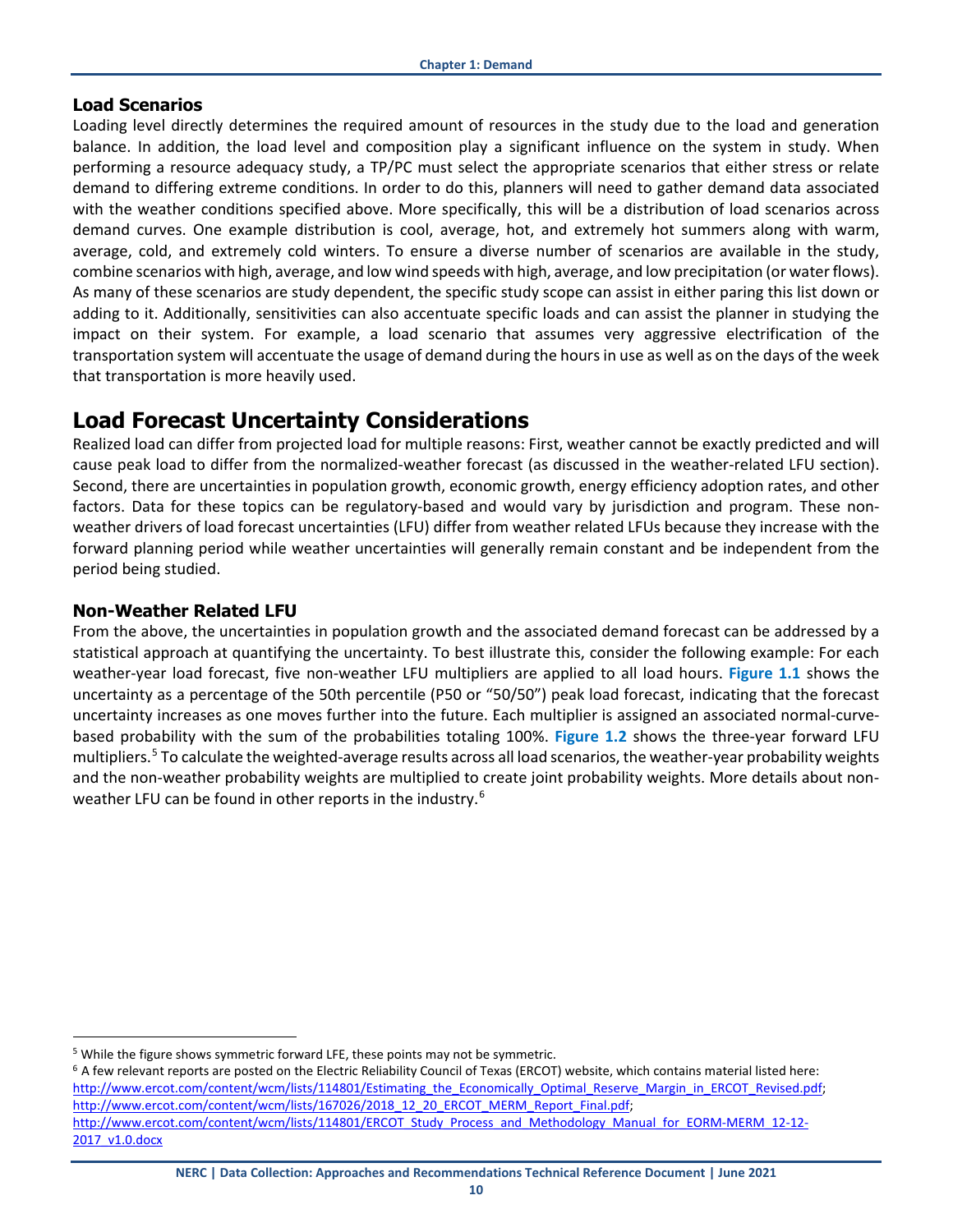### Load Scenarios

Loading level directly determines the required amount of resources in the study due to the load and generation balance. In addition, the load level and composition play a significant influence on the system in study. When performing a resource adequacy study, a TP/PC must select the appropriate scenarios that either stress or relate demand to differing extreme conditions. In order to do this, planners will need to gather demand data associated with the weather conditions specified above. More specifically, this will be a distribution of load scenarios across demand curves. One example distribution is cool, average, hot, and extremely hot summers along with warm, average, cold, and extremely cold winters. To ensure a diverse number of scenarios are available in the study, combine scenarios with high, average, and low wind speeds with high, average, and low precipitation (or water flows). As many of these scenarios are study dependent, the specific study scope can assist in either paring this list down or adding to it. Additionally, sensitivities can also accentuate specific loads and can assist the planner in studying the impact on their system. For example, a load scenario that assumes very aggressive electrification of the transportation system will accentuate the usage of demand during the hours in use as well as on the days of the week that transportation is more heavily used.

## Load Forecast Uncertainty Considerations

Realized load can differ from projected load for multiple reasons: First, weather cannot be exactly predicted and will cause peak load to differ from the normalized-weather forecast (as discussed in the weather-related LFU section). Second, there are uncertainties in population growth, economic growth, energy efficiency adoption rates, and other factors. Data for these topics can be regulatory-based and would vary by jurisdiction and program. These non-weather drivers of load forecast uncertainties (LFU) differ from weather related LFUs because they increase with the forward planning period while weather uncertainties will generally remain constant and be independent from the period being studied.

### Non-Weather Related LFU

From the above, the uncertainties in population growth and the associated demand forecast can be addressed by a statistical approach at quantifying the uncertainty. To best illustrate this, consider the following example: For each weather-year load forecast, five non-weather LFU multipliers are applied to all load hours. **Figure 1.1** shows the uncertainty as a percentage of the 50th percentile (P50 or "50/50") peak load forecast, indicating that the forecast uncertainty increases as one moves further into the future. Each multiplier is assigned an associated normal-curve-based probability with the sum of the probabilities totaling 100%. **Figure 1.2** shows the three-year forward LFU multipliers.[5] To calculate the weighted-average results across all load scenarios, the weather-year probability weights and the non-weather probability weights are multiplied to create joint probability weights. More details about non-weather LFU can be found in other reports in the industry.[6]

---

[5] While the figure shows symmetric forward LFE, these points may not be symmetric.

[6] A few relevant reports are posted on the Electric Reliability Council of Texas (ERCOT) website, which contains material listed here: http://www.ercot.com/content/wcm/lists/114801/Estimating_the_Economically_Optimal_Reserve_Margin_in_ERCOT_Revised.pdf; http://www.ercot.com/content/wcm/lists/167026/2018_12_20_ERCOT_MERM_Report_Final.pdf; http://www.ercot.com/content/wcm/lists/114801/ERCOT_Study_Process_and_Methodology_Manual_for_EORM-MERM_12-12-2017_v1.0.docx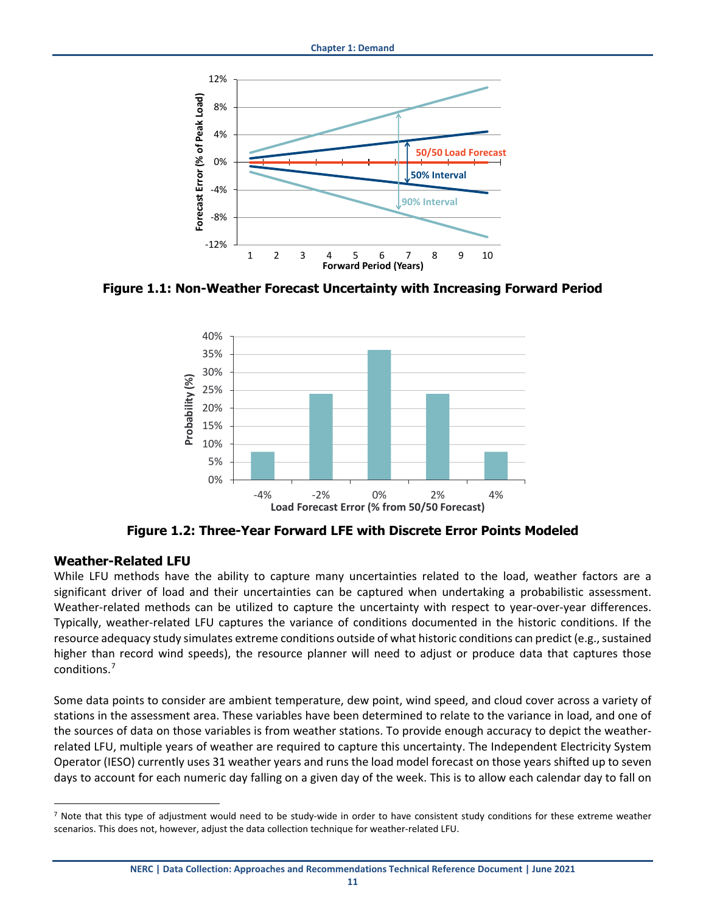**Figure 1.1: Non-Weather Forecast Uncertainty with Increasing Forward Period**

**Figure 1.2: Three-Year Forward LFE with Discrete Error Points Modeled**

## Weather-Related LFU

While LFU methods have the ability to capture many uncertainties related to the load, weather factors are a significant driver of load and their uncertainties can be captured when undertaking a probabilistic assessment. Weather-related methods can be utilized to capture the uncertainty with respect to year-over-year differences. Typically, weather-related LFU captures the variance of conditions documented in the historic conditions. If the resource adequacy study simulates extreme conditions outside of what historic conditions can predict (e.g., sustained higher than record wind speeds), the resource planner will need to adjust or produce data that captures those conditions.[7]

Some data points to consider are ambient temperature, dew point, wind speed, and cloud cover across a variety of stations in the assessment area. These variables have been determined to relate to the variance in load, and one of the sources of data on those variables is from weather stations. To provide enough accuracy to depict the weather-related LFU, multiple years of weather are required to capture this uncertainty. The Independent Electricity System Operator (IESO) currently uses 31 weather years and runs the load model forecast on those years shifted up to seven days to account for each numeric day falling on a given day of the week. This is to allow each calendar day to fall on

[7] Note that this type of adjustment would need to be study-wide in order to have consistent study conditions for these extreme weather scenarios. This does not, however, adjust the data collection technique for weather-related LFU.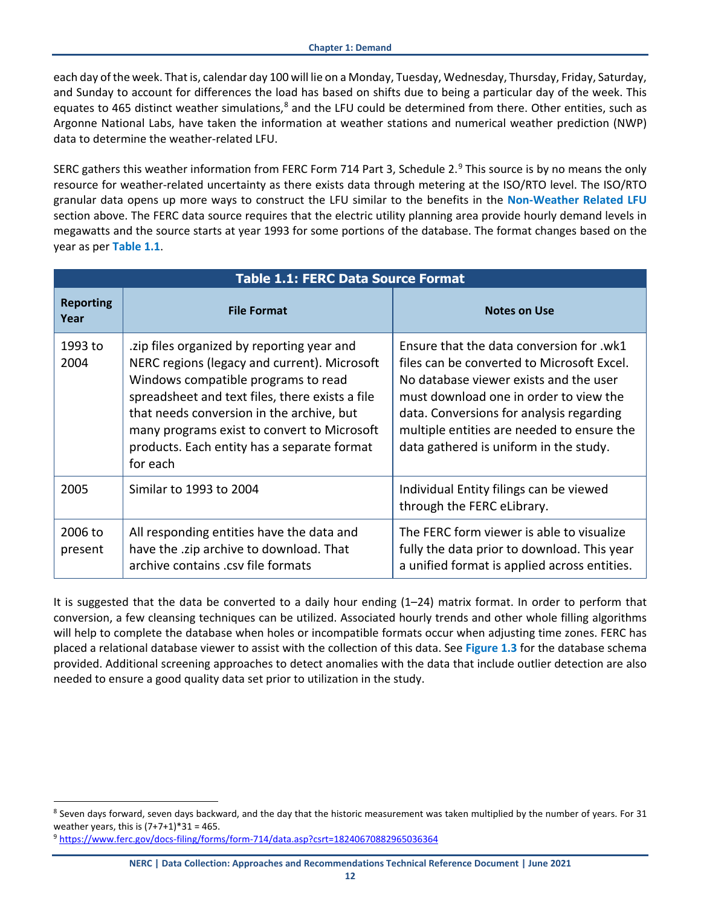each day of the week. That is, calendar day 100 will lie on a Monday, Tuesday, Wednesday, Thursday, Friday, Saturday, and Sunday to account for differences the load has based on shifts due to being a particular day of the week. This equates to 465 distinct weather simulations,[8] and the LFU could be determined from there. Other entities, such as Argonne National Labs, have taken the information at weather stations and numerical weather prediction (NWP) data to determine the weather-related LFU.

SERC gathers this weather information from FERC Form 714 Part 3, Schedule 2.[9] This source is by no means the only resource for weather-related uncertainty as there exists data through metering at the ISO/RTO level. The ISO/RTO granular data opens up more ways to construct the LFU similar to the benefits in the **Non-Weather Related LFU** section above. The FERC data source requires that the electric utility planning area provide hourly demand levels in megawatts and the source starts at year 1993 for some portions of the database. The format changes based on the year as per **Table 1.1**.

**Table 1.1: FERC Data Source Format**

| Reporting Year | File Format | Notes on Use |
|---|---|---|
| 1993 to 2004 | .zip files organized by reporting year and NERC regions (legacy and current). Microsoft Windows compatible programs to read spreadsheet and text files, there exists a file that needs conversion in the archive, but many programs exist to convert to Microsoft products. Each entity has a separate format for each | Ensure that the data conversion for .wk1 files can be converted to Microsoft Excel. No database viewer exists and the user must download one in order to view the data. Conversions for analysis regarding multiple entities are needed to ensure the data gathered is uniform in the study. |
| 2005 | Similar to 1993 to 2004 | Individual Entity filings can be viewed through the FERC eLibrary. |
| 2006 to present | All responding entities have the data and have the .zip archive to download. That archive contains .csv file formats | The FERC form viewer is able to visualize fully the data prior to download. This year a unified format is applied across entities. |

It is suggested that the data be converted to a daily hour ending (1–24) matrix format. In order to perform that conversion, a few cleansing techniques can be utilized. Associated hourly trends and other whole filling algorithms will help to complete the database when holes or incompatible formats occur when adjusting time zones. FERC has placed a relational database viewer to assist with the collection of this data. See **Figure 1.3** for the database schema provided. Additional screening approaches to detect anomalies with the data that include outlier detection are also needed to ensure a good quality data set prior to utilization in the study.

---

[8] Seven days forward, seven days backward, and the day that the historic measurement was taken multiplied by the number of years. For 31 weather years, this is (7+7+1)*31 = 465.

[9] https://www.ferc.gov/docs-filing/forms/form-714/data.asp?csrt=18240670882965036364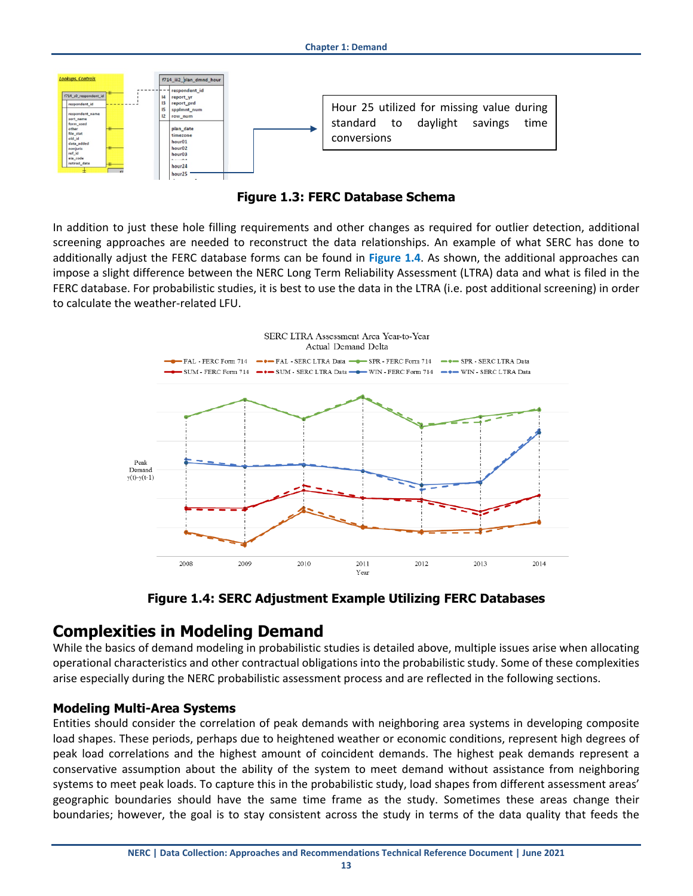Hour 25 utilized for missing value during standard to daylight savings time conversions

**Figure 1.3: FERC Database Schema**

In addition to just these hole filling requirements and other changes as required for outlier detection, additional screening approaches are needed to reconstruct the data relationships. An example of what SERC has done to additionally adjust the FERC database forms can be found in **Figure 1.4**. As shown, the additional approaches can impose a slight difference between the NERC Long Term Reliability Assessment (LTRA) data and what is filed in the FERC database. For probabilistic studies, it is best to use the data in the LTRA (i.e. post additional screening) in order to calculate the weather-related LFU.

**Figure 1.4: SERC Adjustment Example Utilizing FERC Databases**

## Complexities in Modeling Demand

While the basics of demand modeling in probabilistic studies is detailed above, multiple issues arise when allocating operational characteristics and other contractual obligations into the probabilistic study. Some of these complexities arise especially during the NERC probabilistic assessment process and are reflected in the following sections.

### Modeling Multi-Area Systems

Entities should consider the correlation of peak demands with neighboring area systems in developing composite load shapes. These periods, perhaps due to heightened weather or economic conditions, represent high degrees of peak load correlations and the highest amount of coincident demands. The highest peak demands represent a conservative assumption about the ability of the system to meet demand without assistance from neighboring systems to meet peak loads. To capture this in the probabilistic study, load shapes from different assessment areas' geographic boundaries should have the same time frame as the study. Sometimes these areas change their boundaries; however, the goal is to stay consistent across the study in terms of the data quality that feeds the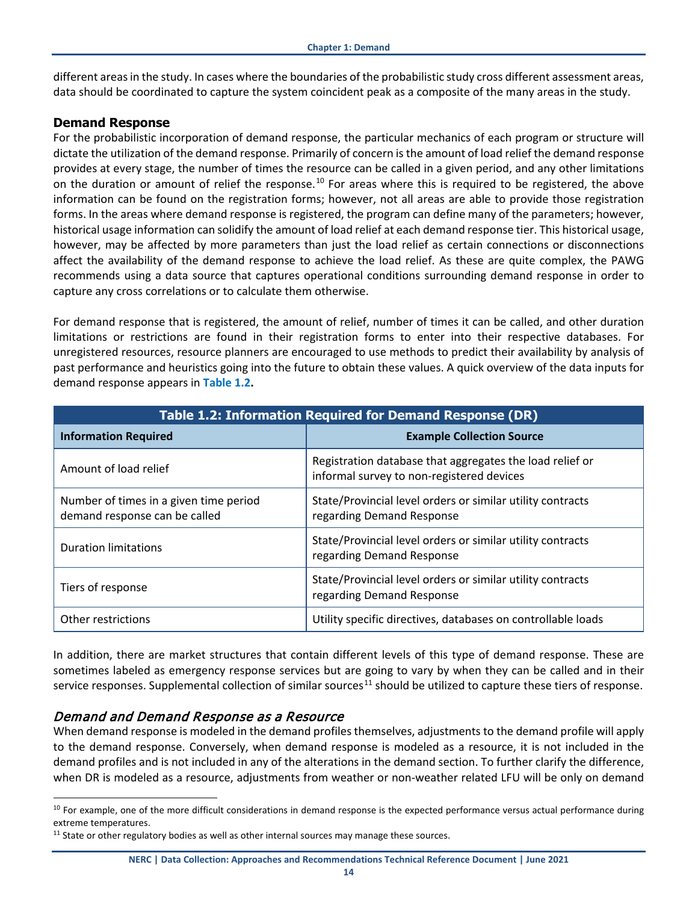different areas in the study. In cases where the boundaries of the probabilistic study cross different assessment areas, data should be coordinated to capture the system coincident peak as a composite of the many areas in the study.

### Demand Response

For the probabilistic incorporation of demand response, the particular mechanics of each program or structure will dictate the utilization of the demand response. Primarily of concern is the amount of load relief the demand response provides at every stage, the number of times the resource can be called in a given period, and any other limitations on the duration or amount of relief the response.[10] For areas where this is required to be registered, the above information can be found on the registration forms; however, not all areas are able to provide those registration forms. In the areas where demand response is registered, the program can define many of the parameters; however, historical usage information can solidify the amount of load relief at each demand response tier. This historical usage, however, may be affected by more parameters than just the load relief as certain connections or disconnections affect the availability of the demand response to achieve the load relief. As these are quite complex, the PAWG recommends using a data source that captures operational conditions surrounding demand response in order to capture any cross correlations or to calculate them otherwise.

For demand response that is registered, the amount of relief, number of times it can be called, and other duration limitations or restrictions are found in their registration forms to enter into their respective databases. For unregistered resources, resource planners are encouraged to use methods to predict their availability by analysis of past performance and heuristics going into the future to obtain these values. A quick overview of the data inputs for demand response appears in **Table 1.2.**

**Table 1.2: Information Required for Demand Response (DR)**

| Information Required | Example Collection Source |
|---|---|
| Amount of load relief | Registration database that aggregates the load relief or informal survey to non-registered devices |
| Number of times in a given time period demand response can be called | State/Provincial level orders or similar utility contracts regarding Demand Response |
| Duration limitations | State/Provincial level orders or similar utility contracts regarding Demand Response |
| Tiers of response | State/Provincial level orders or similar utility contracts regarding Demand Response |
| Other restrictions | Utility specific directives, databases on controllable loads |

In addition, there are market structures that contain different levels of this type of demand response. These are sometimes labeled as emergency response services but are going to vary by when they can be called and in their service responses. Supplemental collection of similar sources[11] should be utilized to capture these tiers of response.

#### *Demand and Demand Response as a Resource*

When demand response is modeled in the demand profiles themselves, adjustments to the demand profile will apply to the demand response. Conversely, when demand response is modeled as a resource, it is not included in the demand profiles and is not included in any of the alterations in the demand section. To further clarify the difference, when DR is modeled as a resource, adjustments from weather or non-weather related LFU will be only on demand

[10] For example, one of the more difficult considerations in demand response is the expected performance versus actual performance during extreme temperatures.

[11] State or other regulatory bodies as well as other internal sources may manage these sources.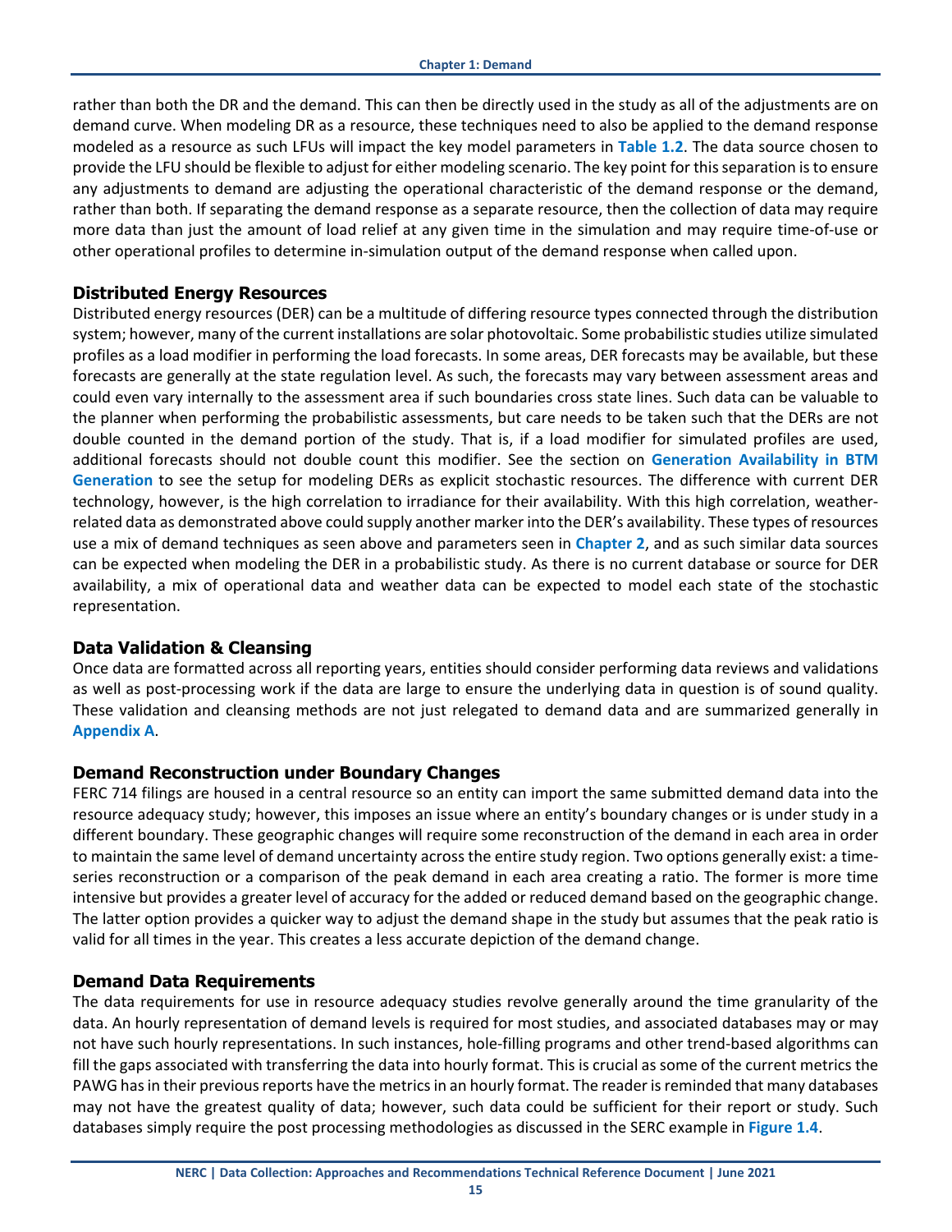rather than both the DR and the demand. This can then be directly used in the study as all of the adjustments are on demand curve. When modeling DR as a resource, these techniques need to also be applied to the demand response modeled as a resource as such LFUs will impact the key model parameters in **Table 1.2**. The data source chosen to provide the LFU should be flexible to adjust for either modeling scenario. The key point for this separation is to ensure any adjustments to demand are adjusting the operational characteristic of the demand response or the demand, rather than both. If separating the demand response as a separate resource, then the collection of data may require more data than just the amount of load relief at any given time in the simulation and may require time-of-use or other operational profiles to determine in-simulation output of the demand response when called upon.

## Distributed Energy Resources

Distributed energy resources (DER) can be a multitude of differing resource types connected through the distribution system; however, many of the current installations are solar photovoltaic. Some probabilistic studies utilize simulated profiles as a load modifier in performing the load forecasts. In some areas, DER forecasts may be available, but these forecasts are generally at the state regulation level. As such, the forecasts may vary between assessment areas and could even vary internally to the assessment area if such boundaries cross state lines. Such data can be valuable to the planner when performing the probabilistic assessments, but care needs to be taken such that the DERs are not double counted in the demand portion of the study. That is, if a load modifier for simulated profiles are used, additional forecasts should not double count this modifier. See the section on **Generation Availability in BTM Generation** to see the setup for modeling DERs as explicit stochastic resources. The difference with current DER technology, however, is the high correlation to irradiance for their availability. With this high correlation, weather-related data as demonstrated above could supply another marker into the DER's availability. These types of resources use a mix of demand techniques as seen above and parameters seen in **Chapter 2**, and as such similar data sources can be expected when modeling the DER in a probabilistic study. As there is no current database or source for DER availability, a mix of operational data and weather data can be expected to model each state of the stochastic representation.

## Data Validation & Cleansing

Once data are formatted across all reporting years, entities should consider performing data reviews and validations as well as post-processing work if the data are large to ensure the underlying data in question is of sound quality. These validation and cleansing methods are not just relegated to demand data and are summarized generally in **Appendix A**.

## Demand Reconstruction under Boundary Changes

FERC 714 filings are housed in a central resource so an entity can import the same submitted demand data into the resource adequacy study; however, this imposes an issue where an entity's boundary changes or is under study in a different boundary. These geographic changes will require some reconstruction of the demand in each area in order to maintain the same level of demand uncertainty across the entire study region. Two options generally exist: a time-series reconstruction or a comparison of the peak demand in each area creating a ratio. The former is more time intensive but provides a greater level of accuracy for the added or reduced demand based on the geographic change. The latter option provides a quicker way to adjust the demand shape in the study but assumes that the peak ratio is valid for all times in the year. This creates a less accurate depiction of the demand change.

## Demand Data Requirements

The data requirements for use in resource adequacy studies revolve generally around the time granularity of the data. An hourly representation of demand levels is required for most studies, and associated databases may or may not have such hourly representations. In such instances, hole-filling programs and other trend-based algorithms can fill the gaps associated with transferring the data into hourly format. This is crucial as some of the current metrics the PAWG has in their previous reports have the metrics in an hourly format. The reader is reminded that many databases may not have the greatest quality of data; however, such data could be sufficient for their report or study. Such databases simply require the post processing methodologies as discussed in the SERC example in **Figure 1.4**.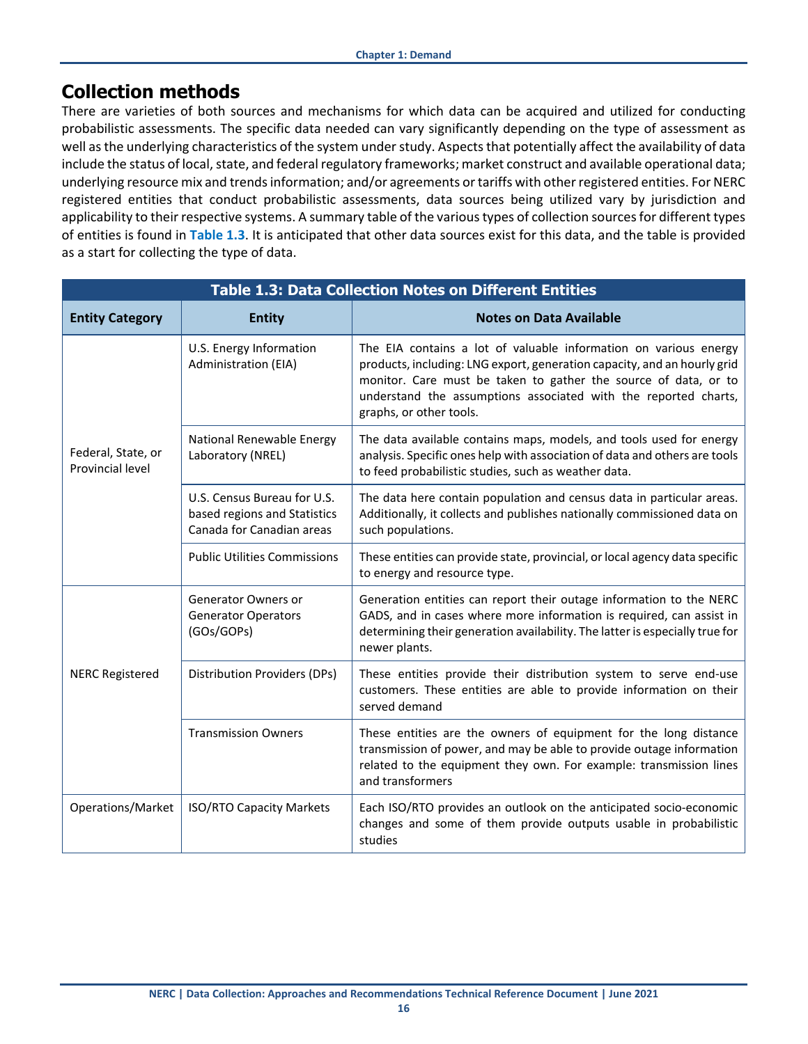## Collection methods

There are varieties of both sources and mechanisms for which data can be acquired and utilized for conducting probabilistic assessments. The specific data needed can vary significantly depending on the type of assessment as well as the underlying characteristics of the system under study. Aspects that potentially affect the availability of data include the status of local, state, and federal regulatory frameworks; market construct and available operational data; underlying resource mix and trends information; and/or agreements or tariffs with other registered entities. For NERC registered entities that conduct probabilistic assessments, data sources being utilized vary by jurisdiction and applicability to their respective systems. A summary table of the various types of collection sources for different types of entities is found in **Table 1.3**. It is anticipated that other data sources exist for this data, and the table is provided as a start for collecting the type of data.

**Table 1.3: Data Collection Notes on Different Entities**

| Entity Category | Entity | Notes on Data Available |
|---|---|---|
| Federal, State, or Provincial level | U.S. Energy Information Administration (EIA) | The EIA contains a lot of valuable information on various energy products, including: LNG export, generation capacity, and an hourly grid monitor. Care must be taken to gather the source of data, or to understand the assumptions associated with the reported charts, graphs, or other tools. |
| | National Renewable Energy Laboratory (NREL) | The data available contains maps, models, and tools used for energy analysis. Specific ones help with association of data and others are tools to feed probabilistic studies, such as weather data. |
| | U.S. Census Bureau for U.S. based regions and Statistics Canada for Canadian areas | The data here contain population and census data in particular areas. Additionally, it collects and publishes nationally commissioned data on such populations. |
| | Public Utilities Commissions | These entities can provide state, provincial, or local agency data specific to energy and resource type. |
| NERC Registered | Generator Owners or Generator Operators (GOs/GOPs) | Generation entities can report their outage information to the NERC GADS, and in cases where more information is required, can assist in determining their generation availability. The latter is especially true for newer plants. |
| | Distribution Providers (DPs) | These entities provide their distribution system to serve end-use customers. These entities are able to provide information on their served demand |
| | Transmission Owners | These entities are the owners of equipment for the long distance transmission of power, and may be able to provide outage information related to the equipment they own. For example: transmission lines and transformers |
| Operations/Market | ISO/RTO Capacity Markets | Each ISO/RTO provides an outlook on the anticipated socio-economic changes and some of them provide outputs usable in probabilistic studies |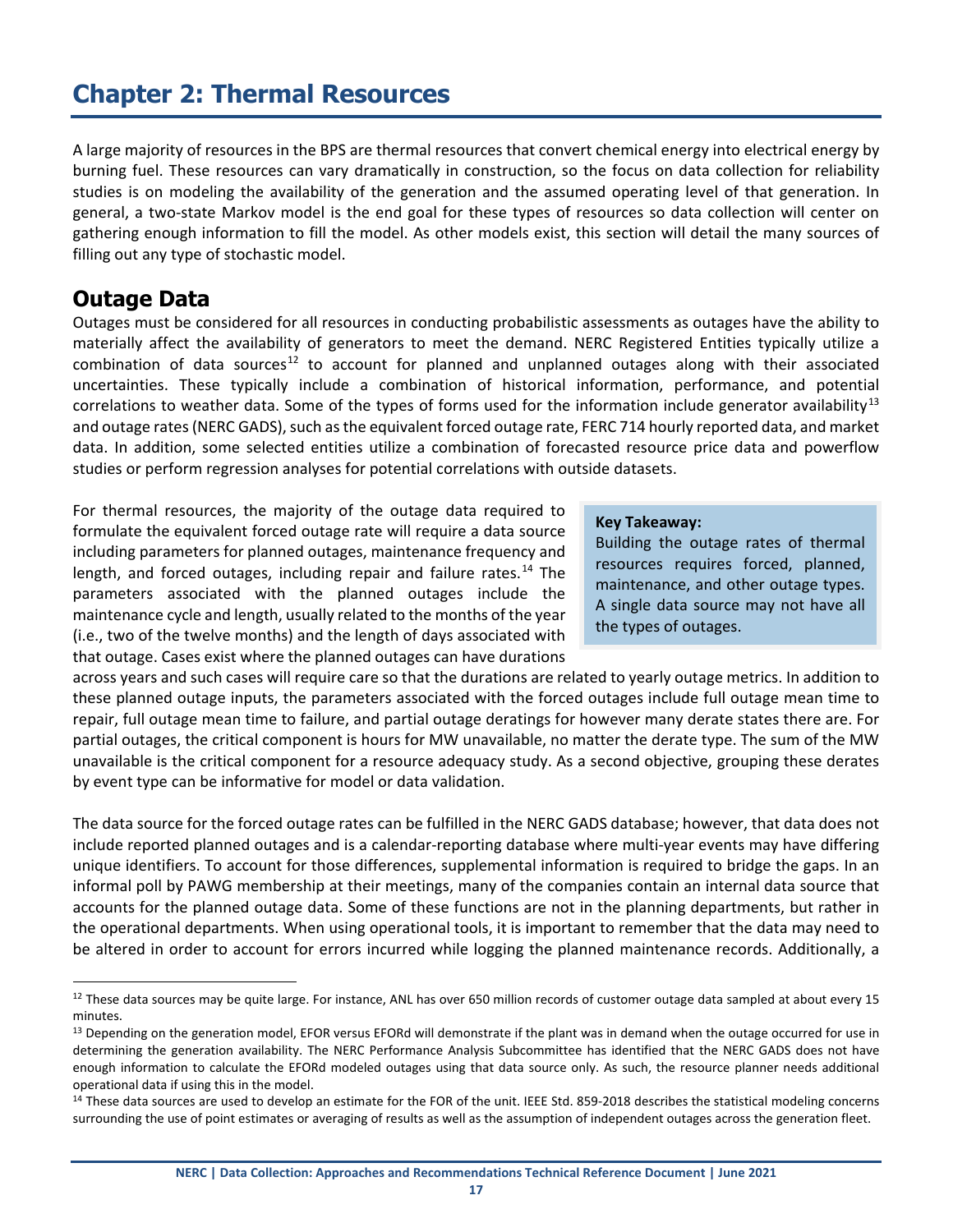# Chapter 2: Thermal Resources

A large majority of resources in the BPS are thermal resources that convert chemical energy into electrical energy by burning fuel. These resources can vary dramatically in construction, so the focus on data collection for reliability studies is on modeling the availability of the generation and the assumed operating level of that generation. In general, a two-state Markov model is the end goal for these types of resources so data collection will center on gathering enough information to fill the model. As other models exist, this section will detail the many sources of filling out any type of stochastic model.

## Outage Data

Outages must be considered for all resources in conducting probabilistic assessments as outages have the ability to materially affect the availability of generators to meet the demand. NERC Registered Entities typically utilize a combination of data sources[12] to account for planned and unplanned outages along with their associated uncertainties. These typically include a combination of historical information, performance, and potential correlations to weather data. Some of the types of forms used for the information include generator availability[13] and outage rates (NERC GADS), such as the equivalent forced outage rate, FERC 714 hourly reported data, and market data. In addition, some selected entities utilize a combination of forecasted resource price data and powerflow studies or perform regression analyses for potential correlations with outside datasets.

> **Key Takeaway:**
> Building the outage rates of thermal resources requires forced, planned, maintenance, and other outage types. A single data source may not have all the types of outages.

For thermal resources, the majority of the outage data required to formulate the equivalent forced outage rate will require a data source including parameters for planned outages, maintenance frequency and length, and forced outages, including repair and failure rates.[14] The parameters associated with the planned outages include the maintenance cycle and length, usually related to the months of the year (i.e., two of the twelve months) and the length of days associated with that outage. Cases exist where the planned outages can have durations across years and such cases will require care so that the durations are related to yearly outage metrics. In addition to these planned outage inputs, the parameters associated with the forced outages include full outage mean time to repair, full outage mean time to failure, and partial outage deratings for however many derate states there are. For partial outages, the critical component is hours for MW unavailable, no matter the derate type. The sum of the MW unavailable is the critical component for a resource adequacy study. As a second objective, grouping these derates by event type can be informative for model or data validation.

The data source for the forced outage rates can be fulfilled in the NERC GADS database; however, that data does not include reported planned outages and is a calendar-reporting database where multi-year events may have differing unique identifiers. To account for those differences, supplemental information is required to bridge the gaps. In an informal poll by PAWG membership at their meetings, many of the companies contain an internal data source that accounts for the planned outage data. Some of these functions are not in the planning departments, but rather in the operational departments. When using operational tools, it is important to remember that the data may need to be altered in order to account for errors incurred while logging the planned maintenance records. Additionally, a

---

[12] These data sources may be quite large. For instance, ANL has over 650 million records of customer outage data sampled at about every 15 minutes.

[13] Depending on the generation model, EFOR versus EFORd will demonstrate if the plant was in demand when the outage occurred for use in determining the generation availability. The NERC Performance Analysis Subcommittee has identified that the NERC GADS does not have enough information to calculate the EFORd modeled outages using that data source only. As such, the resource planner needs additional operational data if using this in the model.

[14] These data sources are used to develop an estimate for the FOR of the unit. IEEE Std. 859-2018 describes the statistical modeling concerns surrounding the use of point estimates or averaging of results as well as the assumption of independent outages across the generation fleet.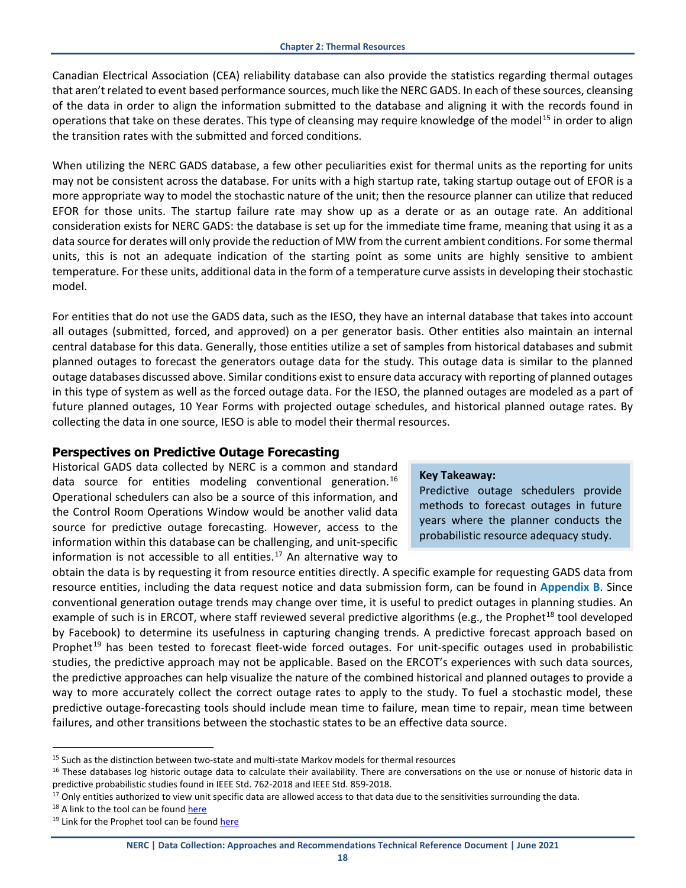Canadian Electrical Association (CEA) reliability database can also provide the statistics regarding thermal outages that aren't related to event based performance sources, much like the NERC GADS. In each of these sources, cleansing of the data in order to align the information submitted to the database and aligning it with the records found in operations that take on these derates. This type of cleansing may require knowledge of the model[15] in order to align the transition rates with the submitted and forced conditions.

When utilizing the NERC GADS database, a few other peculiarities exist for thermal units as the reporting for units may not be consistent across the database. For units with a high startup rate, taking startup outage out of EFOR is a more appropriate way to model the stochastic nature of the unit; then the resource planner can utilize that reduced EFOR for those units. The startup failure rate may show up as a derate or as an outage rate. An additional consideration exists for NERC GADS: the database is set up for the immediate time frame, meaning that using it as a data source for derates will only provide the reduction of MW from the current ambient conditions. For some thermal units, this is not an adequate indication of the starting point as some units are highly sensitive to ambient temperature. For these units, additional data in the form of a temperature curve assists in developing their stochastic model.

For entities that do not use the GADS data, such as the IESO, they have an internal database that takes into account all outages (submitted, forced, and approved) on a per generator basis. Other entities also maintain an internal central database for this data. Generally, those entities utilize a set of samples from historical databases and submit planned outages to forecast the generators outage data for the study. This outage data is similar to the planned outage databases discussed above. Similar conditions exist to ensure data accuracy with reporting of planned outages in this type of system as well as the forced outage data. For the IESO, the planned outages are modeled as a part of future planned outages, 10 Year Forms with projected outage schedules, and historical planned outage rates. By collecting the data in one source, IESO is able to model their thermal resources.

## Perspectives on Predictive Outage Forecasting

> **Key Takeaway:**
> Predictive outage schedulers provide methods to forecast outages in future years where the planner conducts the probabilistic resource adequacy study.

Historical GADS data collected by NERC is a common and standard data source for entities modeling conventional generation.[16] Operational schedulers can also be a source of this information, and the Control Room Operations Window would be another valid data source for predictive outage forecasting. However, access to the information within this database can be challenging, and unit-specific information is not accessible to all entities.[17] An alternative way to obtain the data is by requesting it from resource entities directly. A specific example for requesting GADS data from resource entities, including the data request notice and data submission form, can be found in **Appendix B**. Since conventional generation outage trends may change over time, it is useful to predict outages in planning studies. An example of such is in ERCOT, where staff reviewed several predictive algorithms (e.g., the Prophet[18] tool developed by Facebook) to determine its usefulness in capturing changing trends. A predictive forecast approach based on Prophet[19] has been tested to forecast fleet-wide forced outages. For unit-specific outages used in probabilistic studies, the predictive approach may not be applicable. Based on the ERCOT's experiences with such data sources, the predictive approaches can help visualize the nature of the combined historical and planned outages to provide a way to more accurately collect the correct outage rates to apply to the study. To fuel a stochastic model, these predictive outage-forecasting tools should include mean time to failure, mean time to repair, mean time between failures, and other transitions between the stochastic states to be an effective data source.

---

[15] Such as the distinction between two-state and multi-state Markov models for thermal resources

[16] These databases log historic outage data to calculate their availability. There are conversations on the use or nonuse of historic data in predictive probabilistic studies found in IEEE Std. 762-2018 and IEEE Std. 859-2018.

[17] Only entities authorized to view unit specific data are allowed access to that data due to the sensitivities surrounding the data.

[18] A link to the tool can be found here

[19] Link for the Prophet tool can be found here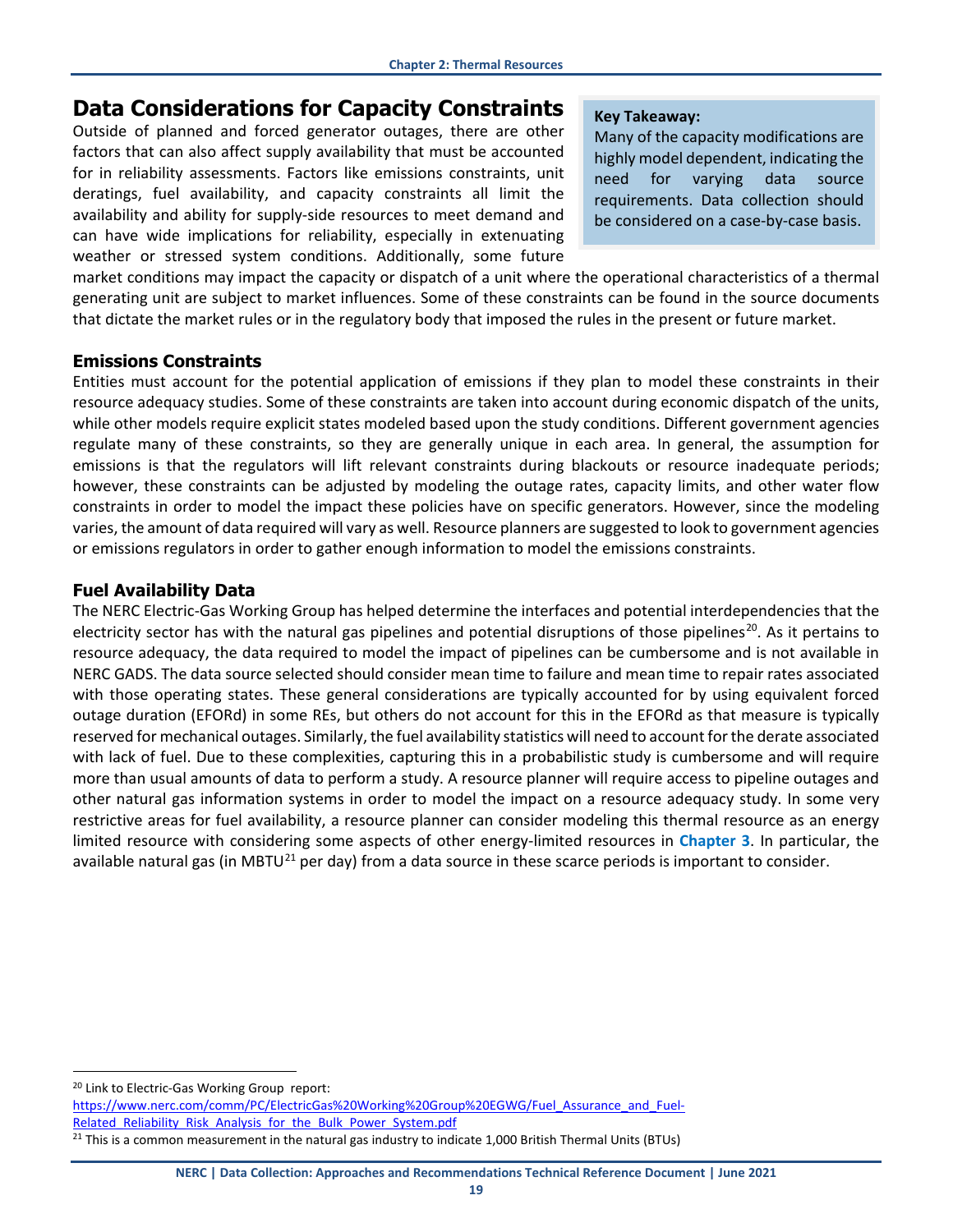## Data Considerations for Capacity Constraints

> **Key Takeaway:**
> Many of the capacity modifications are highly model dependent, indicating the need for varying data source requirements. Data collection should be considered on a case-by-case basis.

Outside of planned and forced generator outages, there are other factors that can also affect supply availability that must be accounted for in reliability assessments. Factors like emissions constraints, unit deratings, fuel availability, and capacity constraints all limit the availability and ability for supply-side resources to meet demand and can have wide implications for reliability, especially in extenuating weather or stressed system conditions. Additionally, some future market conditions may impact the capacity or dispatch of a unit where the operational characteristics of a thermal generating unit are subject to market influences. Some of these constraints can be found in the source documents that dictate the market rules or in the regulatory body that imposed the rules in the present or future market.

### Emissions Constraints

Entities must account for the potential application of emissions if they plan to model these constraints in their resource adequacy studies. Some of these constraints are taken into account during economic dispatch of the units, while other models require explicit states modeled based upon the study conditions. Different government agencies regulate many of these constraints, so they are generally unique in each area. In general, the assumption for emissions is that the regulators will lift relevant constraints during blackouts or resource inadequate periods; however, these constraints can be adjusted by modeling the outage rates, capacity limits, and other water flow constraints in order to model the impact these policies have on specific generators. However, since the modeling varies, the amount of data required will vary as well. Resource planners are suggested to look to government agencies or emissions regulators in order to gather enough information to model the emissions constraints.

### Fuel Availability Data

The NERC Electric-Gas Working Group has helped determine the interfaces and potential interdependencies that the electricity sector has with the natural gas pipelines and potential disruptions of those pipelines[20]. As it pertains to resource adequacy, the data required to model the impact of pipelines can be cumbersome and is not available in NERC GADS. The data source selected should consider mean time to failure and mean time to repair rates associated with those operating states. These general considerations are typically accounted for by using equivalent forced outage duration (EFORd) in some REs, but others do not account for this in the EFORd as that measure is typically reserved for mechanical outages. Similarly, the fuel availability statistics will need to account for the derate associated with lack of fuel. Due to these complexities, capturing this in a probabilistic study is cumbersome and will require more than usual amounts of data to perform a study. A resource planner will require access to pipeline outages and other natural gas information systems in order to model the impact on a resource adequacy study. In some very restrictive areas for fuel availability, a resource planner can consider modeling this thermal resource as an energy limited resource with considering some aspects of other energy-limited resources in **Chapter 3**. In particular, the available natural gas (in MBTU[21] per day) from a data source in these scarce periods is important to consider.

---

[20] Link to Electric-Gas Working Group report: https://www.nerc.com/comm/PC/ElectricGas%20Working%20Group%20EGWG/Fuel_Assurance_and_Fuel-Related_Reliability_Risk_Analysis_for_the_Bulk_Power_System.pdf

[21] This is a common measurement in the natural gas industry to indicate 1,000 British Thermal Units (BTUs)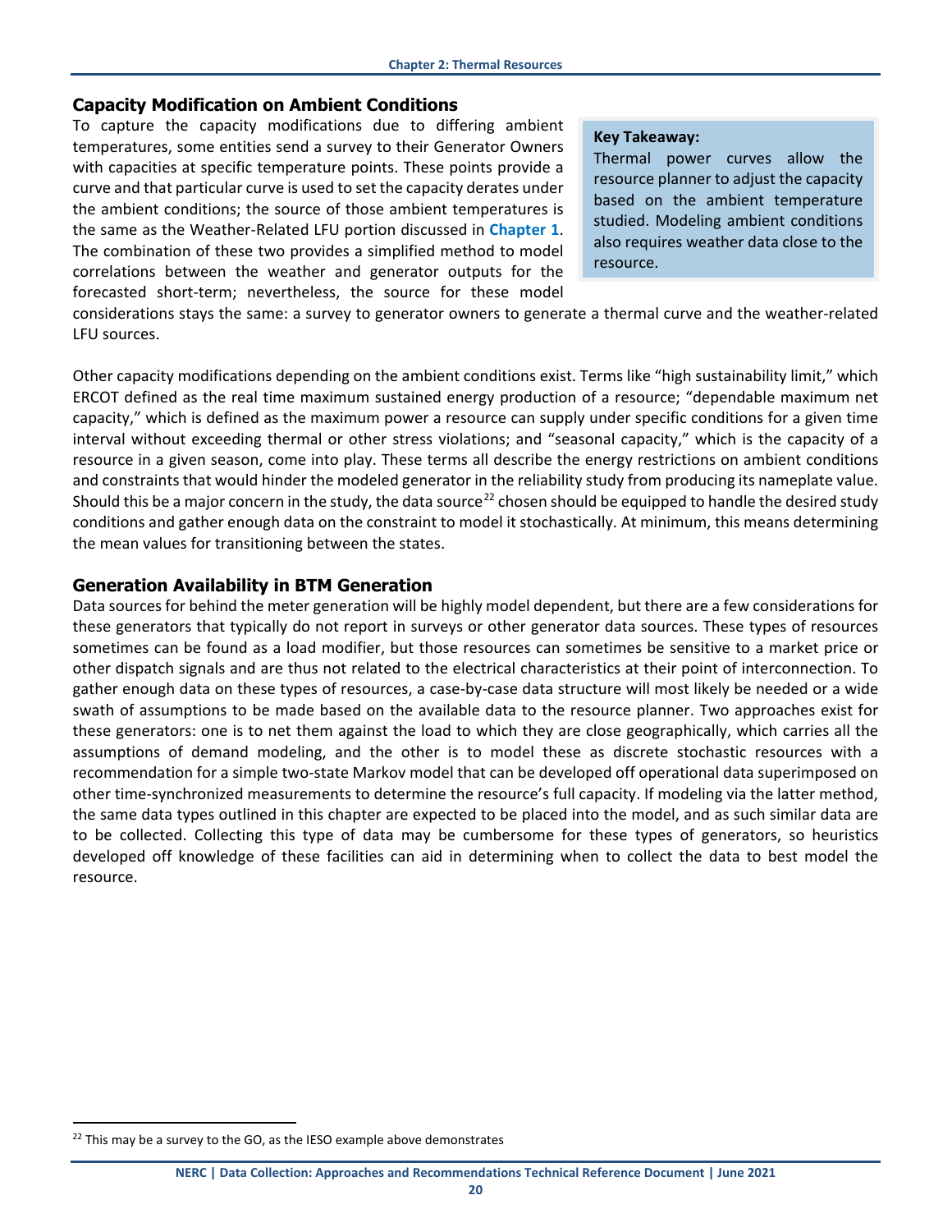## Capacity Modification on Ambient Conditions

To capture the capacity modifications due to differing ambient temperatures, some entities send a survey to their Generator Owners with capacities at specific temperature points. These points provide a curve and that particular curve is used to set the capacity derates under the ambient conditions; the source of those ambient temperatures is the same as the Weather-Related LFU portion discussed in **Chapter 1**. The combination of these two provides a simplified method to model correlations between the weather and generator outputs for the forecasted short-term; nevertheless, the source for these model considerations stays the same: a survey to generator owners to generate a thermal curve and the weather-related LFU sources.

> **Key Takeaway:**
> Thermal power curves allow the resource planner to adjust the capacity based on the ambient temperature studied. Modeling ambient conditions also requires weather data close to the resource.

Other capacity modifications depending on the ambient conditions exist. Terms like "high sustainability limit," which ERCOT defined as the real time maximum sustained energy production of a resource; "dependable maximum net capacity," which is defined as the maximum power a resource can supply under specific conditions for a given time interval without exceeding thermal or other stress violations; and "seasonal capacity," which is the capacity of a resource in a given season, come into play. These terms all describe the energy restrictions on ambient conditions and constraints that would hinder the modeled generator in the reliability study from producing its nameplate value. Should this be a major concern in the study, the data source[22] chosen should be equipped to handle the desired study conditions and gather enough data on the constraint to model it stochastically. At minimum, this means determining the mean values for transitioning between the states.

## Generation Availability in BTM Generation

Data sources for behind the meter generation will be highly model dependent, but there are a few considerations for these generators that typically do not report in surveys or other generator data sources. These types of resources sometimes can be found as a load modifier, but those resources can sometimes be sensitive to a market price or other dispatch signals and are thus not related to the electrical characteristics at their point of interconnection. To gather enough data on these types of resources, a case-by-case data structure will most likely be needed or a wide swath of assumptions to be made based on the available data to the resource planner. Two approaches exist for these generators: one is to net them against the load to which they are close geographically, which carries all the assumptions of demand modeling, and the other is to model these as discrete stochastic resources with a recommendation for a simple two-state Markov model that can be developed off operational data superimposed on other time-synchronized measurements to determine the resource's full capacity. If modeling via the latter method, the same data types outlined in this chapter are expected to be placed into the model, and as such similar data are to be collected. Collecting this type of data may be cumbersome for these types of generators, so heuristics developed off knowledge of these facilities can aid in determining when to collect the data to best model the resource.

[22] This may be a survey to the GO, as the IESO example above demonstrates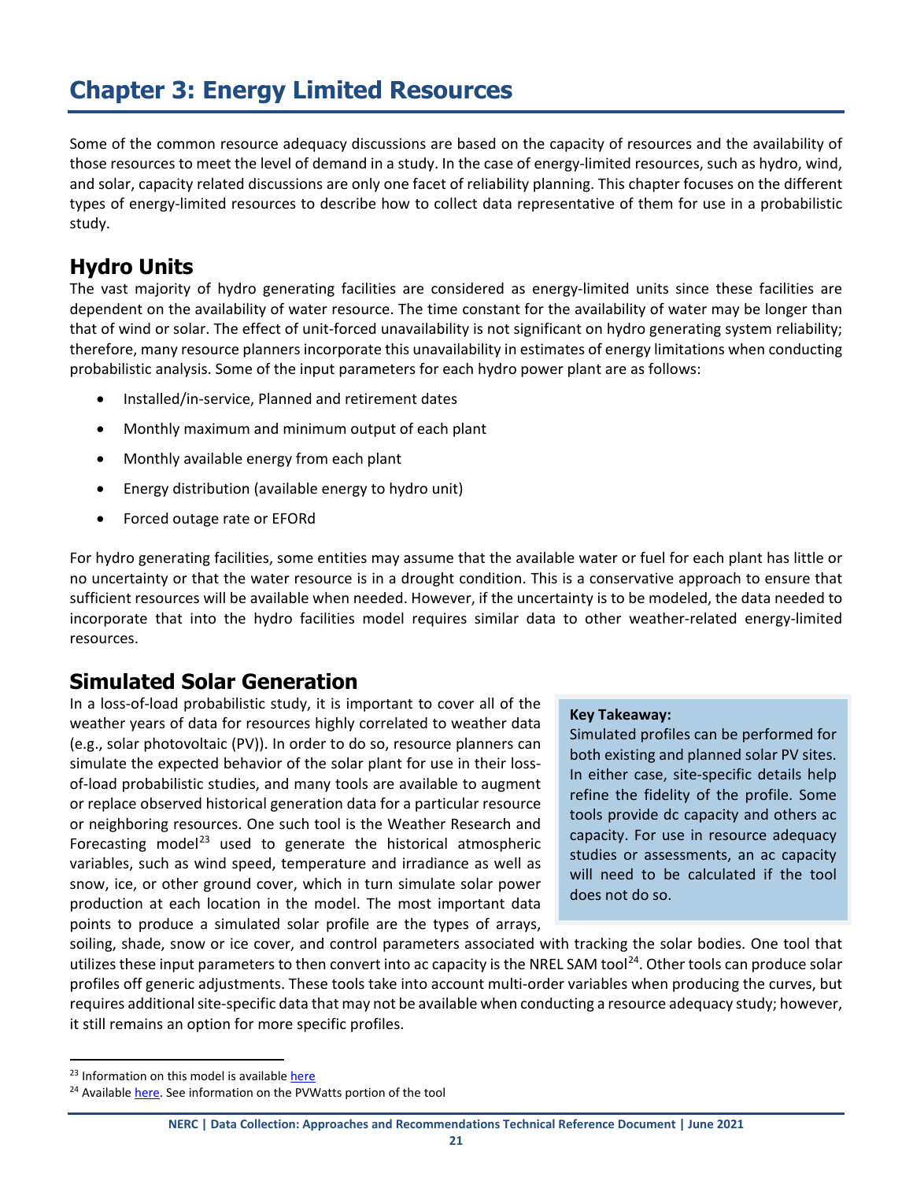# Chapter 3: Energy Limited Resources

Some of the common resource adequacy discussions are based on the capacity of resources and the availability of those resources to meet the level of demand in a study. In the case of energy-limited resources, such as hydro, wind, and solar, capacity related discussions are only one facet of reliability planning. This chapter focuses on the different types of energy-limited resources to describe how to collect data representative of them for use in a probabilistic study.

## Hydro Units

The vast majority of hydro generating facilities are considered as energy-limited units since these facilities are dependent on the availability of water resource. The time constant for the availability of water may be longer than that of wind or solar. The effect of unit-forced unavailability is not significant on hydro generating system reliability; therefore, many resource planners incorporate this unavailability in estimates of energy limitations when conducting probabilistic analysis. Some of the input parameters for each hydro power plant are as follows:

- Installed/in-service, Planned and retirement dates
- Monthly maximum and minimum output of each plant
- Monthly available energy from each plant
- Energy distribution (available energy to hydro unit)
- Forced outage rate or EFORd

For hydro generating facilities, some entities may assume that the available water or fuel for each plant has little or no uncertainty or that the water resource is in a drought condition. This is a conservative approach to ensure that sufficient resources will be available when needed. However, if the uncertainty is to be modeled, the data needed to incorporate that into the hydro facilities model requires similar data to other weather-related energy-limited resources.

## Simulated Solar Generation

> **Key Takeaway:**
> Simulated profiles can be performed for both existing and planned solar PV sites. In either case, site-specific details help refine the fidelity of the profile. Some tools provide dc capacity and others ac capacity. For use in resource adequacy studies or assessments, an ac capacity will need to be calculated if the tool does not do so.

In a loss-of-load probabilistic study, it is important to cover all of the weather years of data for resources highly correlated to weather data (e.g., solar photovoltaic (PV)). In order to do so, resource planners can simulate the expected behavior of the solar plant for use in their loss-of-load probabilistic studies, and many tools are available to augment or replace observed historical generation data for a particular resource or neighboring resources. One such tool is the Weather Research and Forecasting model[23] used to generate the historical atmospheric variables, such as wind speed, temperature and irradiance as well as snow, ice, or other ground cover, which in turn simulate solar power production at each location in the model. The most important data points to produce a simulated solar profile are the types of arrays, soiling, shade, snow or ice cover, and control parameters associated with tracking the solar bodies. One tool that utilizes these input parameters to then convert into ac capacity is the NREL SAM tool[24]. Other tools can produce solar profiles off generic adjustments. These tools take into account multi-order variables when producing the curves, but requires additional site-specific data that may not be available when conducting a resource adequacy study; however, it still remains an option for more specific profiles.

---

[23] Information on this model is available here

[24] Available here. See information on the PVWatts portion of the tool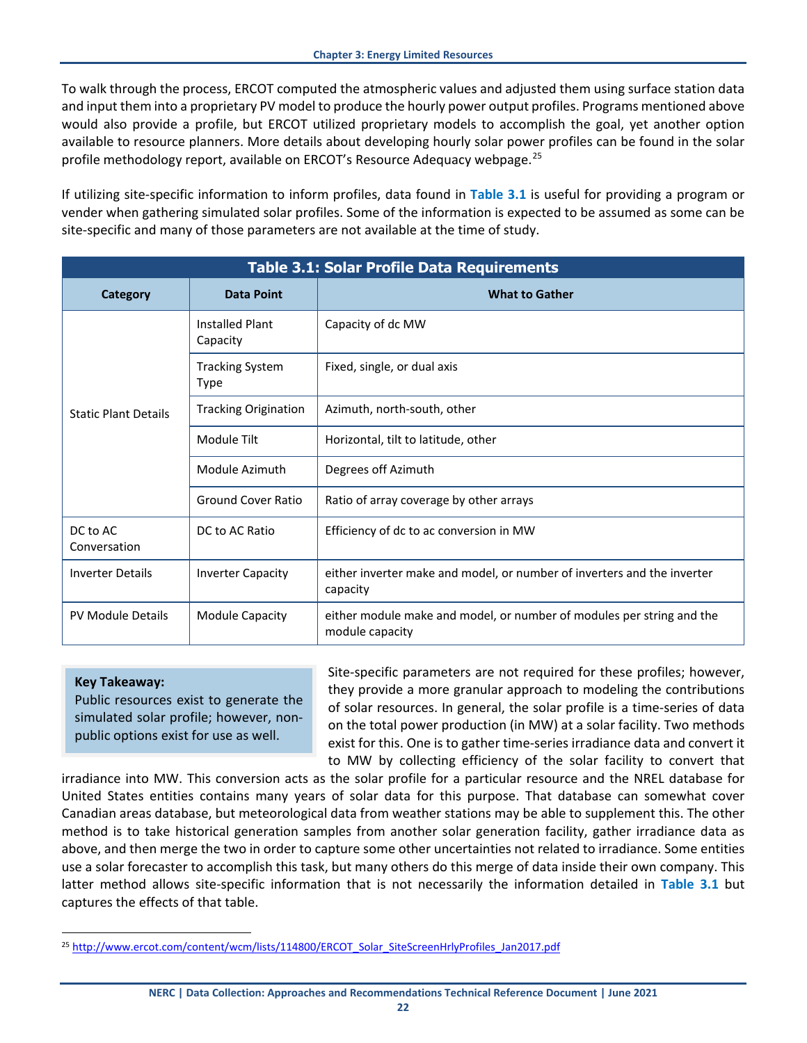To walk through the process, ERCOT computed the atmospheric values and adjusted them using surface station data and input them into a proprietary PV model to produce the hourly power output profiles. Programs mentioned above would also provide a profile, but ERCOT utilized proprietary models to accomplish the goal, yet another option available to resource planners. More details about developing hourly solar power profiles can be found in the solar profile methodology report, available on ERCOT's Resource Adequacy webpage.[25]

If utilizing site-specific information to inform profiles, data found in **Table 3.1** is useful for providing a program or vender when gathering simulated solar profiles. Some of the information is expected to be assumed as some can be site-specific and many of those parameters are not available at the time of study.

**Table 3.1: Solar Profile Data Requirements**

| Category | Data Point | What to Gather |
|---|---|---|
| Static Plant Details | Installed Plant Capacity | Capacity of dc MW |
| | Tracking System Type | Fixed, single, or dual axis |
| | Tracking Origination | Azimuth, north-south, other |
| | Module Tilt | Horizontal, tilt to latitude, other |
| | Module Azimuth | Degrees off Azimuth |
| | Ground Cover Ratio | Ratio of array coverage by other arrays |
| DC to AC Conversation | DC to AC Ratio | Efficiency of dc to ac conversion in MW |
| Inverter Details | Inverter Capacity | either inverter make and model, or number of inverters and the inverter capacity |
| PV Module Details | Module Capacity | either module make and model, or number of modules per string and the module capacity |

> **Key Takeaway:**
> Public resources exist to generate the simulated solar profile; however, non-public options exist for use as well.

Site-specific parameters are not required for these profiles; however, they provide a more granular approach to modeling the contributions of solar resources. In general, the solar profile is a time-series of data on the total power production (in MW) at a solar facility. Two methods exist for this. One is to gather time-series irradiance data and convert it to MW by collecting efficiency of the solar facility to convert that irradiance into MW. This conversion acts as the solar profile for a particular resource and the NREL database for United States entities contains many years of solar data for this purpose. That database can somewhat cover Canadian areas database, but meteorological data from weather stations may be able to supplement this. The other method is to take historical generation samples from another solar generation facility, gather irradiance data as above, and then merge the two in order to capture some other uncertainties not related to irradiance. Some entities use a solar forecaster to accomplish this task, but many others do this merge of data inside their own company. This latter method allows site-specific information that is not necessarily the information detailed in **Table 3.1** but captures the effects of that table.

[25] http://www.ercot.com/content/wcm/lists/114800/ERCOT_Solar_SiteScreenHrlyProfiles_Jan2017.pdf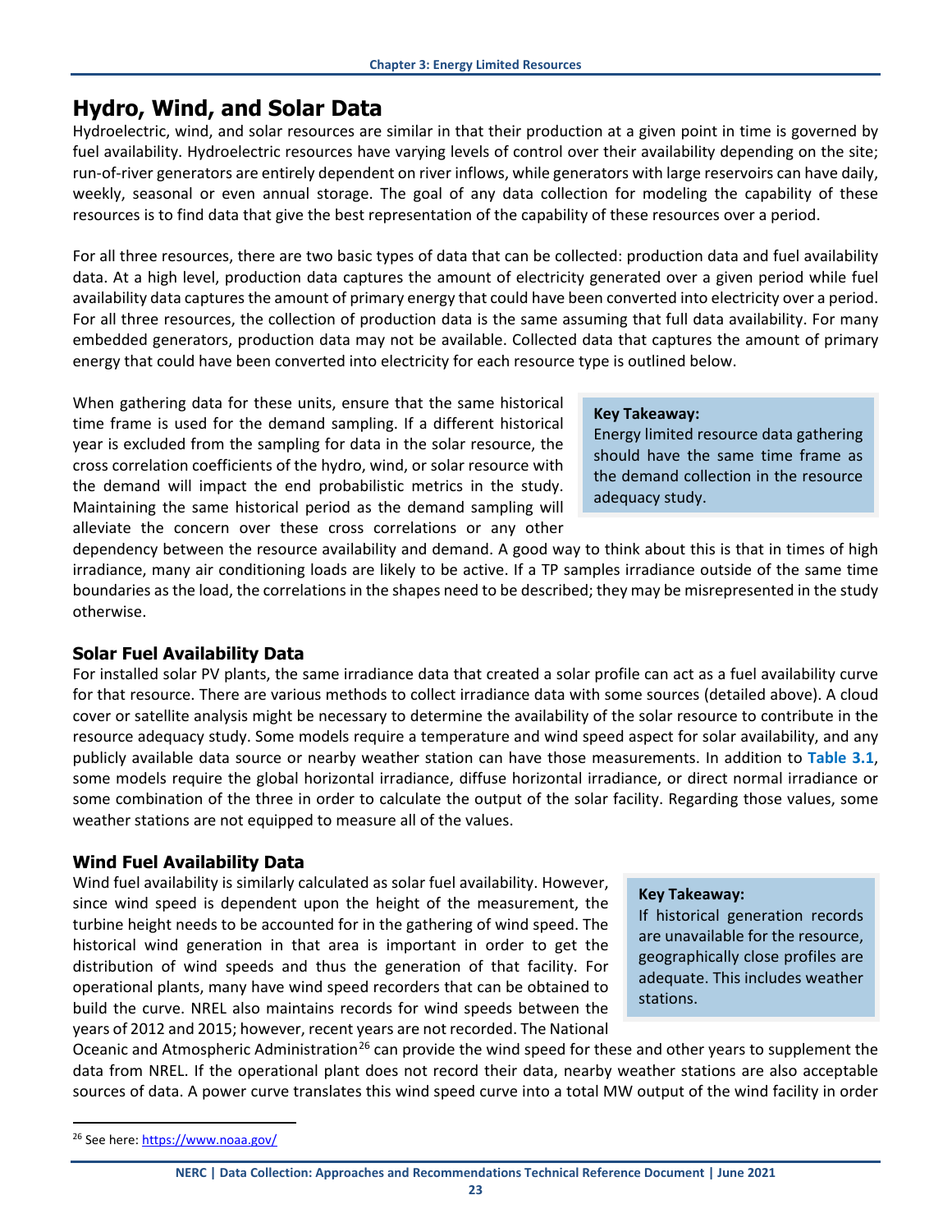## Hydro, Wind, and Solar Data

Hydroelectric, wind, and solar resources are similar in that their production at a given point in time is governed by fuel availability. Hydroelectric resources have varying levels of control over their availability depending on the site; run-of-river generators are entirely dependent on river inflows, while generators with large reservoirs can have daily, weekly, seasonal or even annual storage. The goal of any data collection for modeling the capability of these resources is to find data that give the best representation of the capability of these resources over a period.

For all three resources, there are two basic types of data that can be collected: production data and fuel availability data. At a high level, production data captures the amount of electricity generated over a given period while fuel availability data captures the amount of primary energy that could have been converted into electricity over a period. For all three resources, the collection of production data is the same assuming that full data availability. For many embedded generators, production data may not be available. Collected data that captures the amount of primary energy that could have been converted into electricity for each resource type is outlined below.

> **Key Takeaway:**
> Energy limited resource data gathering should have the same time frame as the demand collection in the resource adequacy study.

When gathering data for these units, ensure that the same historical time frame is used for the demand sampling. If a different historical year is excluded from the sampling for data in the solar resource, the cross correlation coefficients of the hydro, wind, or solar resource with the demand will impact the end probabilistic metrics in the study. Maintaining the same historical period as the demand sampling will alleviate the concern over these cross correlations or any other dependency between the resource availability and demand. A good way to think about this is that in times of high irradiance, many air conditioning loads are likely to be active. If a TP samples irradiance outside of the same time boundaries as the load, the correlations in the shapes need to be described; they may be misrepresented in the study otherwise.

### Solar Fuel Availability Data

For installed solar PV plants, the same irradiance data that created a solar profile can act as a fuel availability curve for that resource. There are various methods to collect irradiance data with some sources (detailed above). A cloud cover or satellite analysis might be necessary to determine the availability of the solar resource to contribute in the resource adequacy study. Some models require a temperature and wind speed aspect for solar availability, and any publicly available data source or nearby weather station can have those measurements. In addition to **Table 3.1**, some models require the global horizontal irradiance, diffuse horizontal irradiance, or direct normal irradiance or some combination of the three in order to calculate the output of the solar facility. Regarding those values, some weather stations are not equipped to measure all of the values.

### Wind Fuel Availability Data

> **Key Takeaway:**
> If historical generation records are unavailable for the resource, geographically close profiles are adequate. This includes weather stations.

Wind fuel availability is similarly calculated as solar fuel availability. However, since wind speed is dependent upon the height of the measurement, the turbine height needs to be accounted for in the gathering of wind speed. The historical wind generation in that area is important in order to get the distribution of wind speeds and thus the generation of that facility. For operational plants, many have wind speed recorders that can be obtained to build the curve. NREL also maintains records for wind speeds between the years of 2012 and 2015; however, recent years are not recorded. The National Oceanic and Atmospheric Administration[26] can provide the wind speed for these and other years to supplement the data from NREL. If the operational plant does not record their data, nearby weather stations are also acceptable sources of data. A power curve translates this wind speed curve into a total MW output of the wind facility in order

[26] See here: https://www.noaa.gov/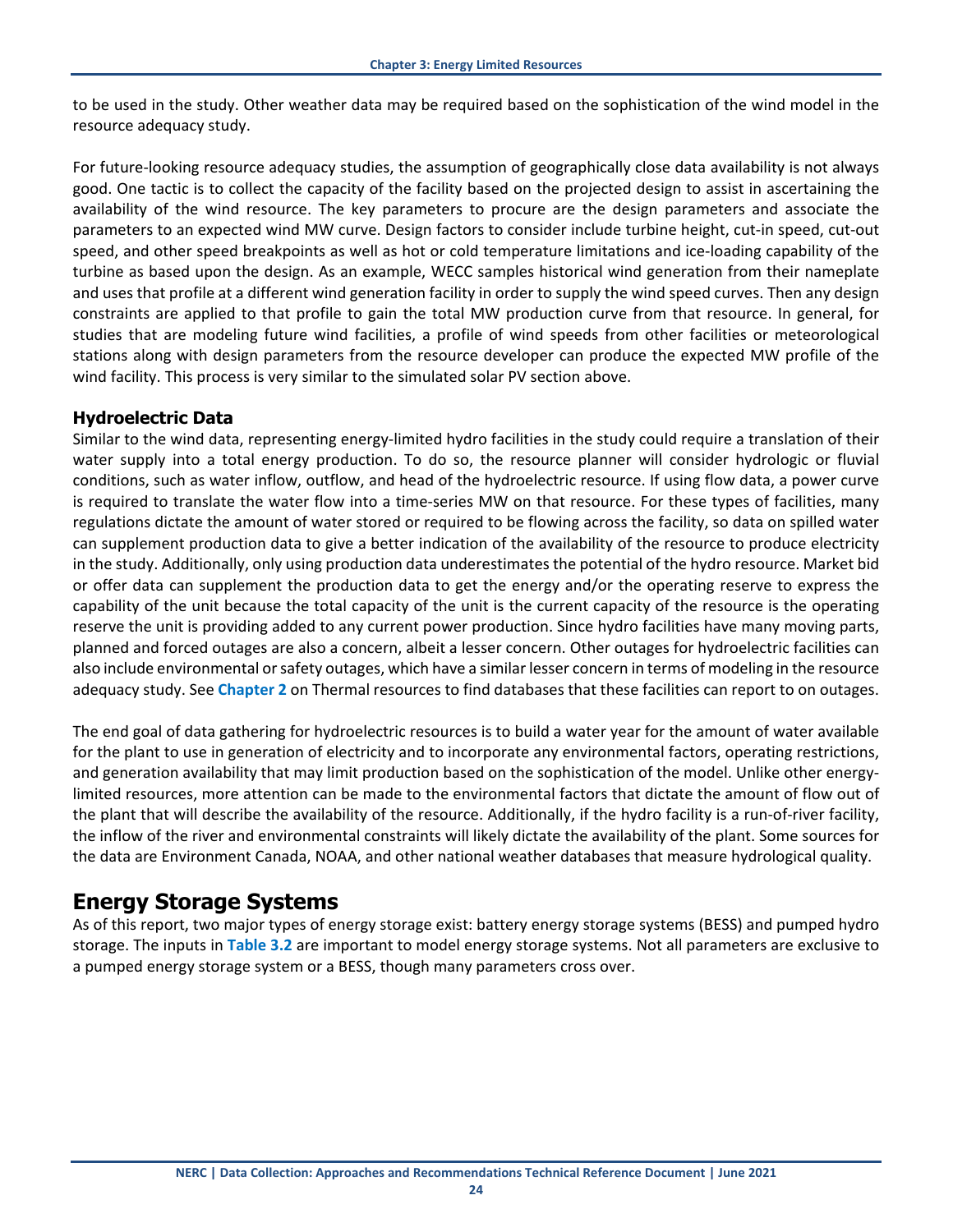to be used in the study. Other weather data may be required based on the sophistication of the wind model in the resource adequacy study.

For future-looking resource adequacy studies, the assumption of geographically close data availability is not always good. One tactic is to collect the capacity of the facility based on the projected design to assist in ascertaining the availability of the wind resource. The key parameters to procure are the design parameters and associate the parameters to an expected wind MW curve. Design factors to consider include turbine height, cut-in speed, cut-out speed, and other speed breakpoints as well as hot or cold temperature limitations and ice-loading capability of the turbine as based upon the design. As an example, WECC samples historical wind generation from their nameplate and uses that profile at a different wind generation facility in order to supply the wind speed curves. Then any design constraints are applied to that profile to gain the total MW production curve from that resource. In general, for studies that are modeling future wind facilities, a profile of wind speeds from other facilities or meteorological stations along with design parameters from the resource developer can produce the expected MW profile of the wind facility. This process is very similar to the simulated solar PV section above.

### Hydroelectric Data

Similar to the wind data, representing energy-limited hydro facilities in the study could require a translation of their water supply into a total energy production. To do so, the resource planner will consider hydrologic or fluvial conditions, such as water inflow, outflow, and head of the hydroelectric resource. If using flow data, a power curve is required to translate the water flow into a time-series MW on that resource. For these types of facilities, many regulations dictate the amount of water stored or required to be flowing across the facility, so data on spilled water can supplement production data to give a better indication of the availability of the resource to produce electricity in the study. Additionally, only using production data underestimates the potential of the hydro resource. Market bid or offer data can supplement the production data to get the energy and/or the operating reserve to express the capability of the unit because the total capacity of the unit is the current capacity of the resource is the operating reserve the unit is providing added to any current power production. Since hydro facilities have many moving parts, planned and forced outages are also a concern, albeit a lesser concern. Other outages for hydroelectric facilities can also include environmental or safety outages, which have a similar lesser concern in terms of modeling in the resource adequacy study. See **Chapter 2** on Thermal resources to find databases that these facilities can report to on outages.

The end goal of data gathering for hydroelectric resources is to build a water year for the amount of water available for the plant to use in generation of electricity and to incorporate any environmental factors, operating restrictions, and generation availability that may limit production based on the sophistication of the model. Unlike other energy-limited resources, more attention can be made to the environmental factors that dictate the amount of flow out of the plant that will describe the availability of the resource. Additionally, if the hydro facility is a run-of-river facility, the inflow of the river and environmental constraints will likely dictate the availability of the plant. Some sources for the data are Environment Canada, NOAA, and other national weather databases that measure hydrological quality.

## Energy Storage Systems

As of this report, two major types of energy storage exist: battery energy storage systems (BESS) and pumped hydro storage. The inputs in **Table 3.2** are important to model energy storage systems. Not all parameters are exclusive to a pumped energy storage system or a BESS, though many parameters cross over.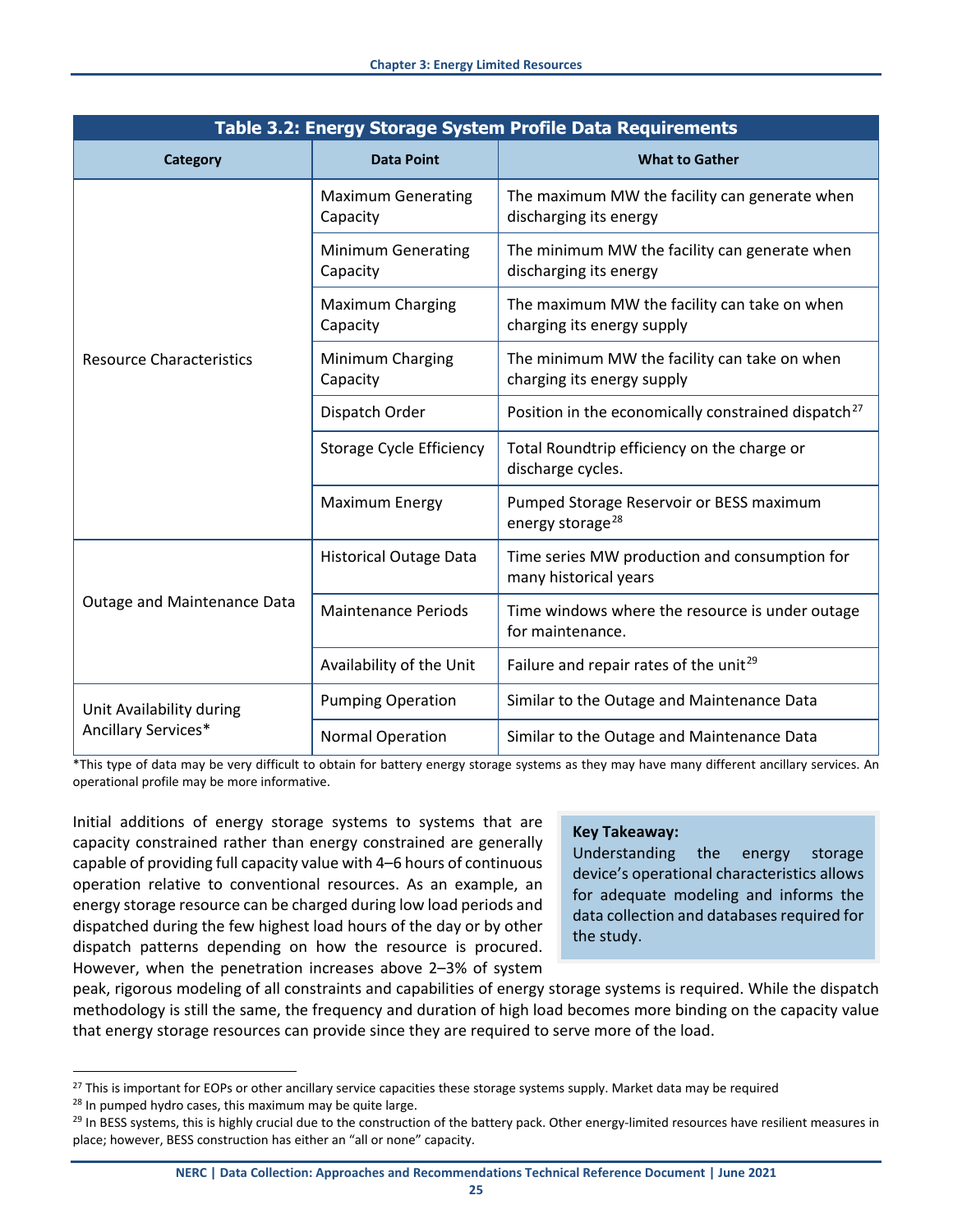| Table 3.2: Energy Storage System Profile Data Requirements | | |
|---|---|---|
| **Category** | **Data Point** | **What to Gather** |
| Resource Characteristics | Maximum Generating Capacity | The maximum MW the facility can generate when discharging its energy |
| | Minimum Generating Capacity | The minimum MW the facility can generate when discharging its energy |
| | Maximum Charging Capacity | The maximum MW the facility can take on when charging its energy supply |
| | Minimum Charging Capacity | The minimum MW the facility can take on when charging its energy supply |
| | Dispatch Order | Position in the economically constrained dispatch[27] |
| | Storage Cycle Efficiency | Total Roundtrip efficiency on the charge or discharge cycles. |
| | Maximum Energy | Pumped Storage Reservoir or BESS maximum energy storage[28] |
| Outage and Maintenance Data | Historical Outage Data | Time series MW production and consumption for many historical years |
| | Maintenance Periods | Time windows where the resource is under outage for maintenance. |
| | Availability of the Unit | Failure and repair rates of the unit[29] |
| Unit Availability during Ancillary Services* | Pumping Operation | Similar to the Outage and Maintenance Data |
| | Normal Operation | Similar to the Outage and Maintenance Data |

*This type of data may be very difficult to obtain for battery energy storage systems as they may have many different ancillary services. An operational profile may be more informative.

> **Key Takeaway:**
> Understanding the energy storage device's operational characteristics allows for adequate modeling and informs the data collection and databases required for the study.

Initial additions of energy storage systems to systems that are capacity constrained rather than energy constrained are generally capable of providing full capacity value with 4–6 hours of continuous operation relative to conventional resources. As an example, an energy storage resource can be charged during low load periods and dispatched during the few highest load hours of the day or by other dispatch patterns depending on how the resource is procured. However, when the penetration increases above 2–3% of system peak, rigorous modeling of all constraints and capabilities of energy storage systems is required. While the dispatch methodology is still the same, the frequency and duration of high load becomes more binding on the capacity value that energy storage resources can provide since they are required to serve more of the load.

---

[27] This is important for EOPs or other ancillary service capacities these storage systems supply. Market data may be required

[28] In pumped hydro cases, this maximum may be quite large.

[29] In BESS systems, this is highly crucial due to the construction of the battery pack. Other energy-limited resources have resilient measures in place; however, BESS construction has either an "all or none" capacity.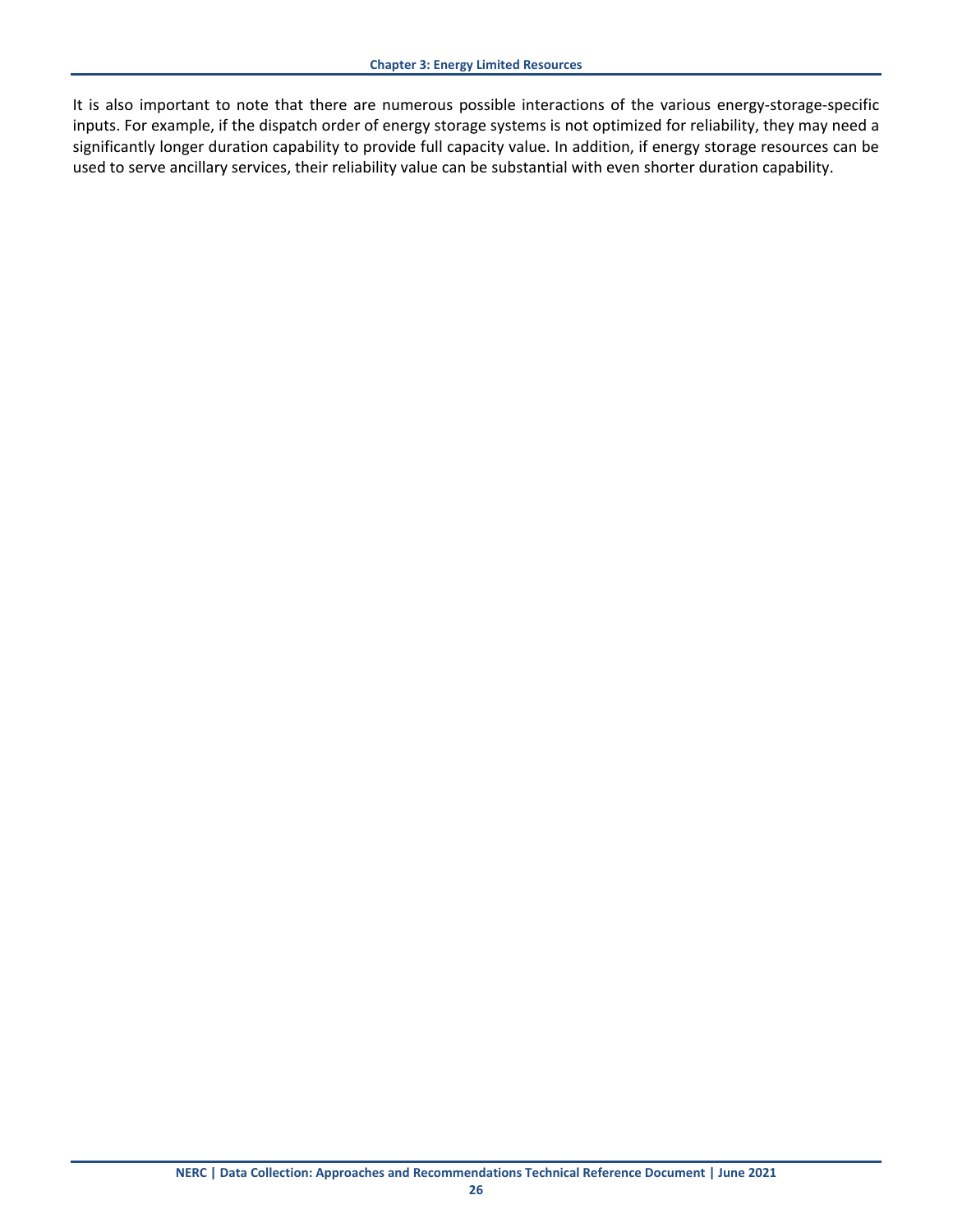It is also important to note that there are numerous possible interactions of the various energy-storage-specific inputs. For example, if the dispatch order of energy storage systems is not optimized for reliability, they may need a significantly longer duration capability to provide full capacity value. In addition, if energy storage resources can be used to serve ancillary services, their reliability value can be substantial with even shorter duration capability.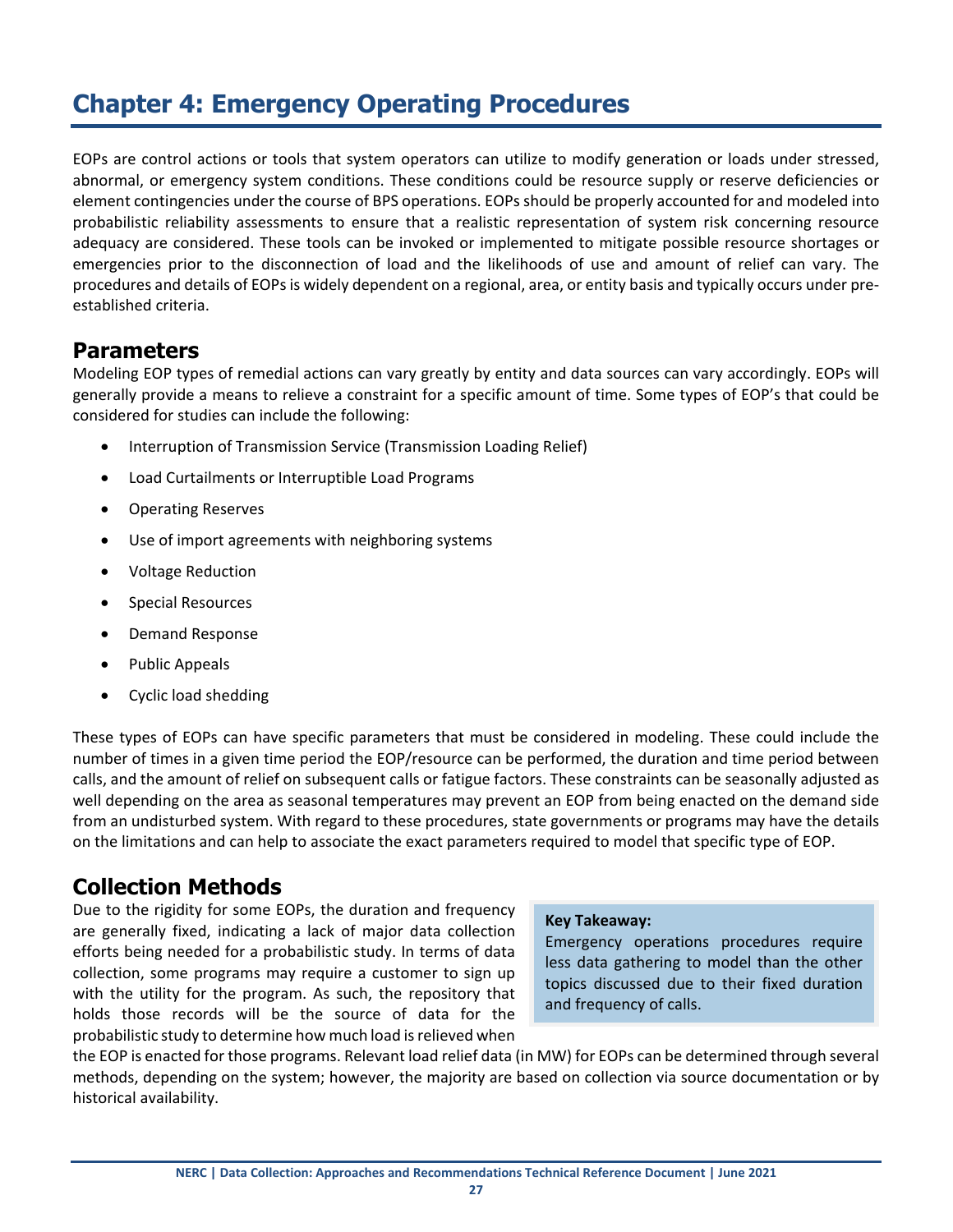# Chapter 4: Emergency Operating Procedures

EOPs are control actions or tools that system operators can utilize to modify generation or loads under stressed, abnormal, or emergency system conditions. These conditions could be resource supply or reserve deficiencies or element contingencies under the course of BPS operations. EOPs should be properly accounted for and modeled into probabilistic reliability assessments to ensure that a realistic representation of system risk concerning resource adequacy are considered. These tools can be invoked or implemented to mitigate possible resource shortages or emergencies prior to the disconnection of load and the likelihoods of use and amount of relief can vary. The procedures and details of EOPs is widely dependent on a regional, area, or entity basis and typically occurs under pre-established criteria.

## Parameters

Modeling EOP types of remedial actions can vary greatly by entity and data sources can vary accordingly. EOPs will generally provide a means to relieve a constraint for a specific amount of time. Some types of EOP's that could be considered for studies can include the following:

- Interruption of Transmission Service (Transmission Loading Relief)
- Load Curtailments or Interruptible Load Programs
- Operating Reserves
- Use of import agreements with neighboring systems
- Voltage Reduction
- Special Resources
- Demand Response
- Public Appeals
- Cyclic load shedding

These types of EOPs can have specific parameters that must be considered in modeling. These could include the number of times in a given time period the EOP/resource can be performed, the duration and time period between calls, and the amount of relief on subsequent calls or fatigue factors. These constraints can be seasonally adjusted as well depending on the area as seasonal temperatures may prevent an EOP from being enacted on the demand side from an undisturbed system. With regard to these procedures, state governments or programs may have the details on the limitations and can help to associate the exact parameters required to model that specific type of EOP.

## Collection Methods

Due to the rigidity for some EOPs, the duration and frequency are generally fixed, indicating a lack of major data collection efforts being needed for a probabilistic study. In terms of data collection, some programs may require a customer to sign up with the utility for the program. As such, the repository that holds those records will be the source of data for the probabilistic study to determine how much load is relieved when the EOP is enacted for those programs. Relevant load relief data (in MW) for EOPs can be determined through several methods, depending on the system; however, the majority are based on collection via source documentation or by historical availability.

> **Key Takeaway:**
> Emergency operations procedures require less data gathering to model than the other topics discussed due to their fixed duration and frequency of calls.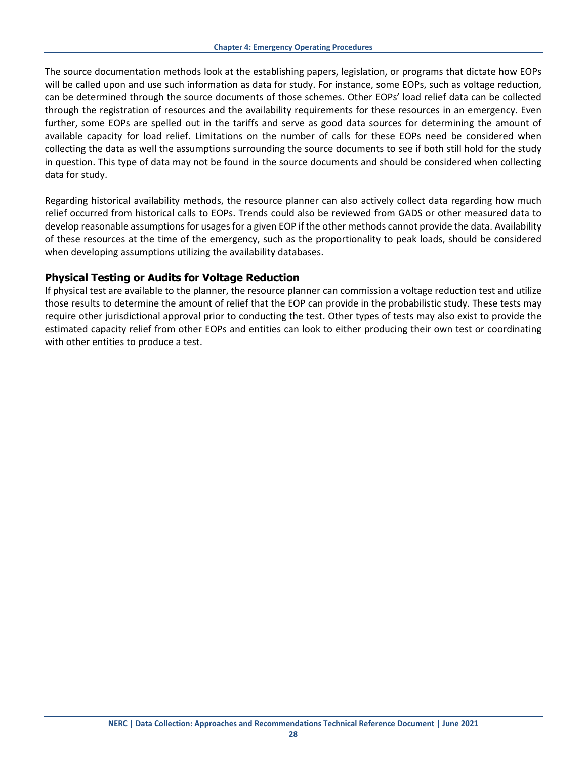The source documentation methods look at the establishing papers, legislation, or programs that dictate how EOPs will be called upon and use such information as data for study. For instance, some EOPs, such as voltage reduction, can be determined through the source documents of those schemes. Other EOPs' load relief data can be collected through the registration of resources and the availability requirements for these resources in an emergency. Even further, some EOPs are spelled out in the tariffs and serve as good data sources for determining the amount of available capacity for load relief. Limitations on the number of calls for these EOPs need be considered when collecting the data as well the assumptions surrounding the source documents to see if both still hold for the study in question. This type of data may not be found in the source documents and should be considered when collecting data for study.

Regarding historical availability methods, the resource planner can also actively collect data regarding how much relief occurred from historical calls to EOPs. Trends could also be reviewed from GADS or other measured data to develop reasonable assumptions for usages for a given EOP if the other methods cannot provide the data. Availability of these resources at the time of the emergency, such as the proportionality to peak loads, should be considered when developing assumptions utilizing the availability databases.

## Physical Testing or Audits for Voltage Reduction

If physical test are available to the planner, the resource planner can commission a voltage reduction test and utilize those results to determine the amount of relief that the EOP can provide in the probabilistic study. These tests may require other jurisdictional approval prior to conducting the test. Other types of tests may also exist to provide the estimated capacity relief from other EOPs and entities can look to either producing their own test or coordinating with other entities to produce a test.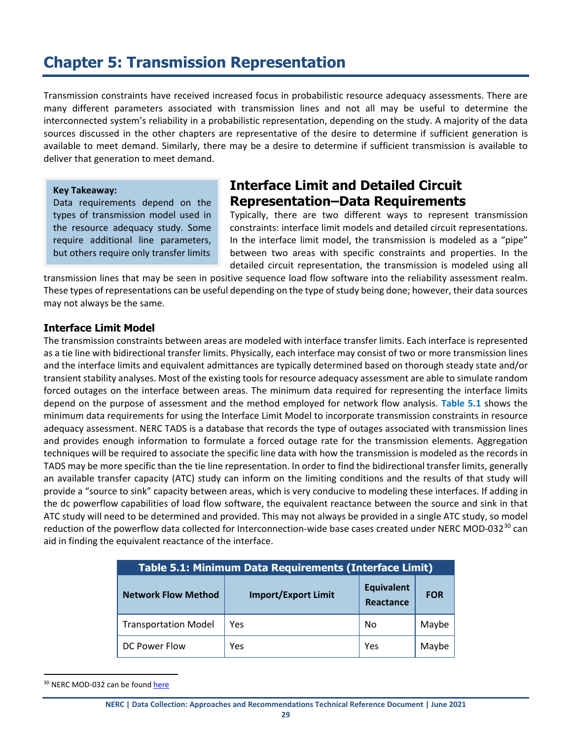# Chapter 5: Transmission Representation

Transmission constraints have received increased focus in probabilistic resource adequacy assessments. There are many different parameters associated with transmission lines and not all may be useful to determine the interconnected system's reliability in a probabilistic representation, depending on the study. A majority of the data sources discussed in the other chapters are representative of the desire to determine if sufficient generation is available to meet demand. Similarly, there may be a desire to determine if sufficient transmission is available to deliver that generation to meet demand.

> **Key Takeaway:**
> Data requirements depend on the types of transmission model used in the resource adequacy study. Some require additional line parameters, but others require only transfer limits

## Interface Limit and Detailed Circuit Representation–Data Requirements

Typically, there are two different ways to represent transmission constraints: interface limit models and detailed circuit representations. In the interface limit model, the transmission is modeled as a "pipe" between two areas with specific constraints and properties. In the detailed circuit representation, the transmission is modeled using all transmission lines that may be seen in positive sequence load flow software into the reliability assessment realm. These types of representations can be useful depending on the type of study being done; however, their data sources may not always be the same.

### Interface Limit Model

The transmission constraints between areas are modeled with interface transfer limits. Each interface is represented as a tie line with bidirectional transfer limits. Physically, each interface may consist of two or more transmission lines and the interface limits and equivalent admittances are typically determined based on thorough steady state and/or transient stability analyses. Most of the existing tools for resource adequacy assessment are able to simulate random forced outages on the interface between areas. The minimum data required for representing the interface limits depend on the purpose of assessment and the method employed for network flow analysis. **Table 5.1** shows the minimum data requirements for using the Interface Limit Model to incorporate transmission constraints in resource adequacy assessment. NERC TADS is a database that records the type of outages associated with transmission lines and provides enough information to formulate a forced outage rate for the transmission elements. Aggregation techniques will be required to associate the specific line data with how the transmission is modeled as the records in TADS may be more specific than the tie line representation. In order to find the bidirectional transfer limits, generally an available transfer capacity (ATC) study can inform on the limiting conditions and the results of that study will provide a "source to sink" capacity between areas, which is very conducive to modeling these interfaces. If adding in the dc powerflow capabilities of load flow software, the equivalent reactance between the source and sink in that ATC study will need to be determined and provided. This may not always be provided in a single ATC study, so model reduction of the powerflow data collected for Interconnection-wide base cases created under NERC MOD-032[30] can aid in finding the equivalent reactance of the interface.

**Table 5.1: Minimum Data Requirements (Interface Limit)**

| Network Flow Method | Import/Export Limit | Equivalent Reactance | FOR |
|---|---|---|---|
| Transportation Model | Yes | No | Maybe |
| DC Power Flow | Yes | Yes | Maybe |

[30] NERC MOD-032 can be found here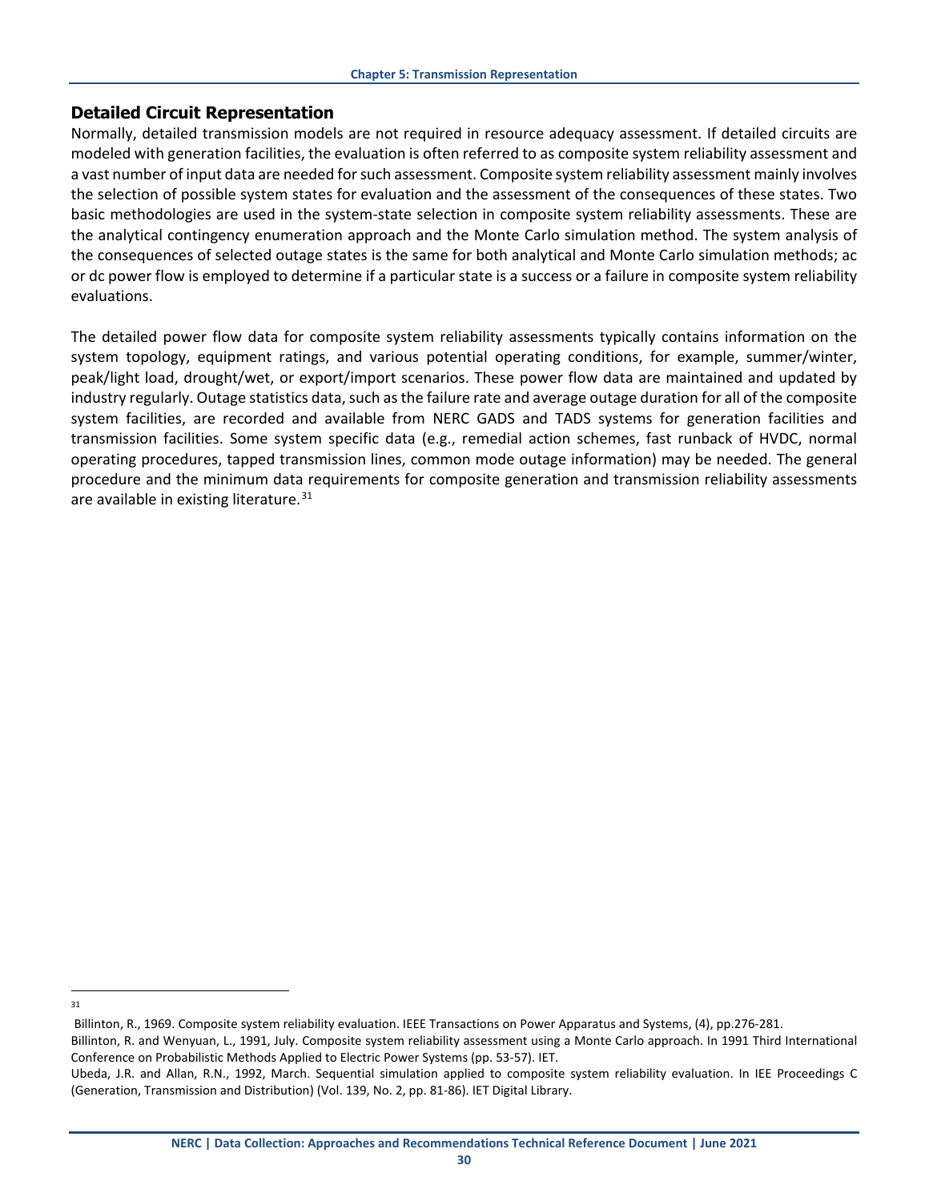## Detailed Circuit Representation

Normally, detailed transmission models are not required in resource adequacy assessment. If detailed circuits are modeled with generation facilities, the evaluation is often referred to as composite system reliability assessment and a vast number of input data are needed for such assessment. Composite system reliability assessment mainly involves the selection of possible system states for evaluation and the assessment of the consequences of these states. Two basic methodologies are used in the system-state selection in composite system reliability assessments. These are the analytical contingency enumeration approach and the Monte Carlo simulation method. The system analysis of the consequences of selected outage states is the same for both analytical and Monte Carlo simulation methods; ac or dc power flow is employed to determine if a particular state is a success or a failure in composite system reliability evaluations.

The detailed power flow data for composite system reliability assessments typically contains information on the system topology, equipment ratings, and various potential operating conditions, for example, summer/winter, peak/light load, drought/wet, or export/import scenarios. These power flow data are maintained and updated by industry regularly. Outage statistics data, such as the failure rate and average outage duration for all of the composite system facilities, are recorded and available from NERC GADS and TADS systems for generation facilities and transmission facilities. Some system specific data (e.g., remedial action schemes, fast runback of HVDC, normal operating procedures, tapped transmission lines, common mode outage information) may be needed. The general procedure and the minimum data requirements for composite generation and transmission reliability assessments are available in existing literature.[31]

---

[31] Billinton, R., 1969. Composite system reliability evaluation. IEEE Transactions on Power Apparatus and Systems, (4), pp.276-281.
Billinton, R. and Wenyuan, L., 1991, July. Composite system reliability assessment using a Monte Carlo approach. In 1991 Third International Conference on Probabilistic Methods Applied to Electric Power Systems (pp. 53-57). IET.
Ubeda, J.R. and Allan, R.N., 1992, March. Sequential simulation applied to composite system reliability evaluation. In IEE Proceedings C (Generation, Transmission and Distribution) (Vol. 139, No. 2, pp. 81-86). IET Digital Library.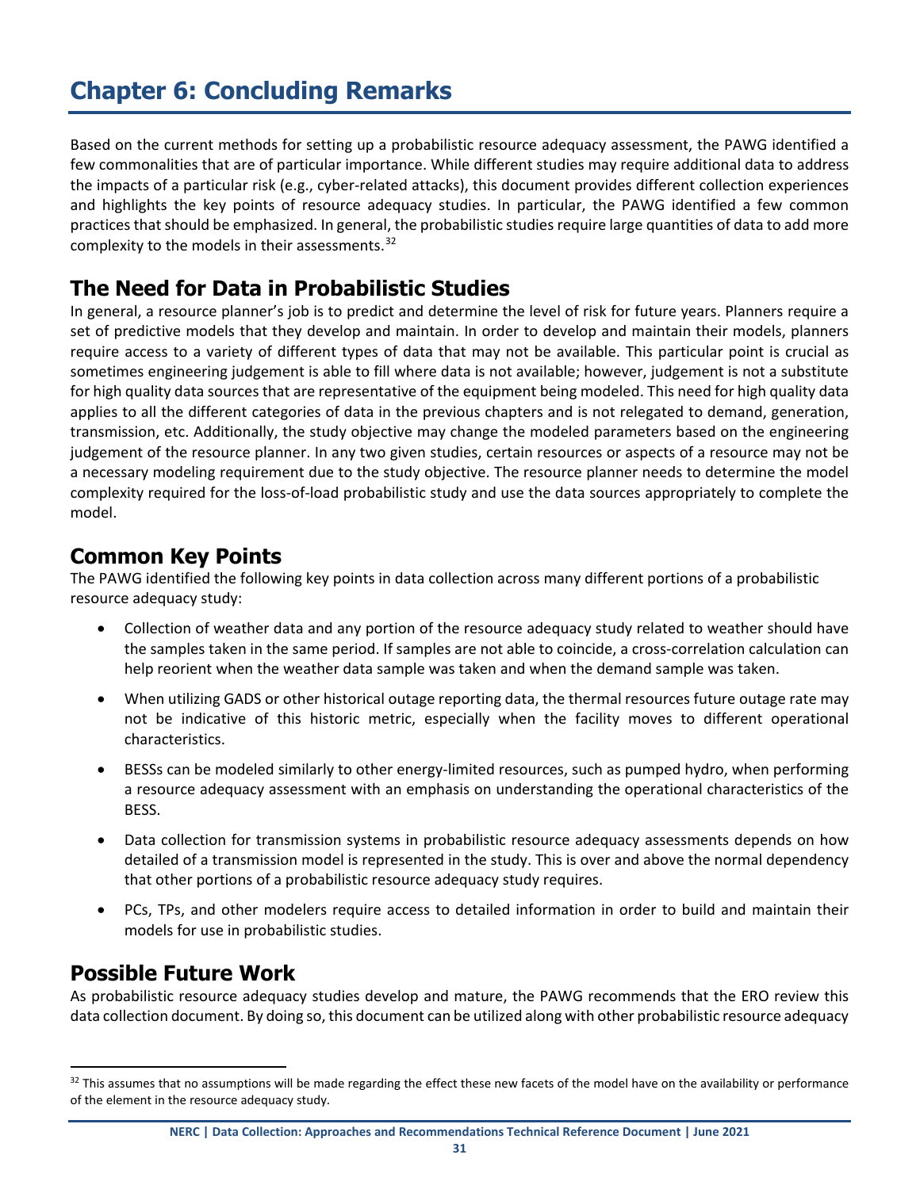# Chapter 6: Concluding Remarks

Based on the current methods for setting up a probabilistic resource adequacy assessment, the PAWG identified a few commonalities that are of particular importance. While different studies may require additional data to address the impacts of a particular risk (e.g., cyber-related attacks), this document provides different collection experiences and highlights the key points of resource adequacy studies. In particular, the PAWG identified a few common practices that should be emphasized. In general, the probabilistic studies require large quantities of data to add more complexity to the models in their assessments.[32]

## The Need for Data in Probabilistic Studies

In general, a resource planner's job is to predict and determine the level of risk for future years. Planners require a set of predictive models that they develop and maintain. In order to develop and maintain their models, planners require access to a variety of different types of data that may not be available. This particular point is crucial as sometimes engineering judgement is able to fill where data is not available; however, judgement is not a substitute for high quality data sources that are representative of the equipment being modeled. This need for high quality data applies to all the different categories of data in the previous chapters and is not relegated to demand, generation, transmission, etc. Additionally, the study objective may change the modeled parameters based on the engineering judgement of the resource planner. In any two given studies, certain resources or aspects of a resource may not be a necessary modeling requirement due to the study objective. The resource planner needs to determine the model complexity required for the loss-of-load probabilistic study and use the data sources appropriately to complete the model.

## Common Key Points

The PAWG identified the following key points in data collection across many different portions of a probabilistic resource adequacy study:

- Collection of weather data and any portion of the resource adequacy study related to weather should have the samples taken in the same period. If samples are not able to coincide, a cross-correlation calculation can help reorient when the weather data sample was taken and when the demand sample was taken.
- When utilizing GADS or other historical outage reporting data, the thermal resources future outage rate may not be indicative of this historic metric, especially when the facility moves to different operational characteristics.
- BESSs can be modeled similarly to other energy-limited resources, such as pumped hydro, when performing a resource adequacy assessment with an emphasis on understanding the operational characteristics of the BESS.
- Data collection for transmission systems in probabilistic resource adequacy assessments depends on how detailed of a transmission model is represented in the study. This is over and above the normal dependency that other portions of a probabilistic resource adequacy study requires.
- PCs, TPs, and other modelers require access to detailed information in order to build and maintain their models for use in probabilistic studies.

## Possible Future Work

As probabilistic resource adequacy studies develop and mature, the PAWG recommends that the ERO review this data collection document. By doing so, this document can be utilized along with other probabilistic resource adequacy

[32] This assumes that no assumptions will be made regarding the effect these new facets of the model have on the availability or performance of the element in the resource adequacy study.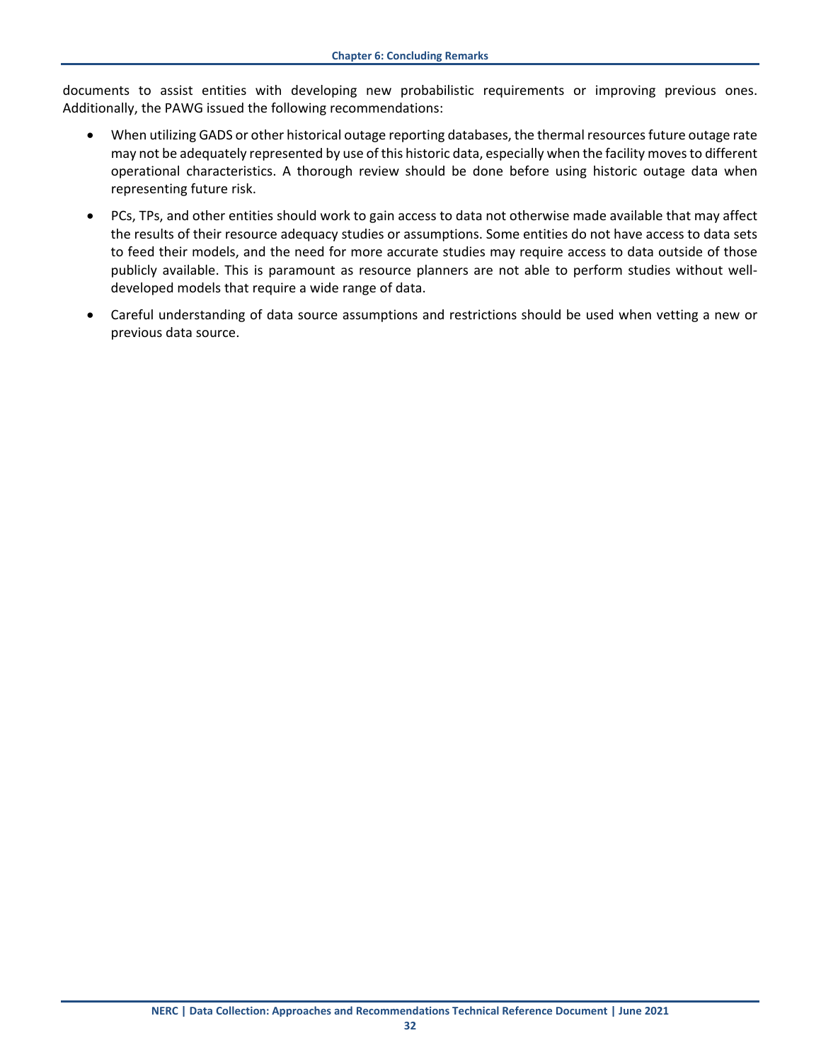documents to assist entities with developing new probabilistic requirements or improving previous ones. Additionally, the PAWG issued the following recommendations:

- When utilizing GADS or other historical outage reporting databases, the thermal resources future outage rate may not be adequately represented by use of this historic data, especially when the facility moves to different operational characteristics. A thorough review should be done before using historic outage data when representing future risk.
- PCs, TPs, and other entities should work to gain access to data not otherwise made available that may affect the results of their resource adequacy studies or assumptions. Some entities do not have access to data sets to feed their models, and the need for more accurate studies may require access to data outside of those publicly available. This is paramount as resource planners are not able to perform studies without well-developed models that require a wide range of data.
- Careful understanding of data source assumptions and restrictions should be used when vetting a new or previous data source.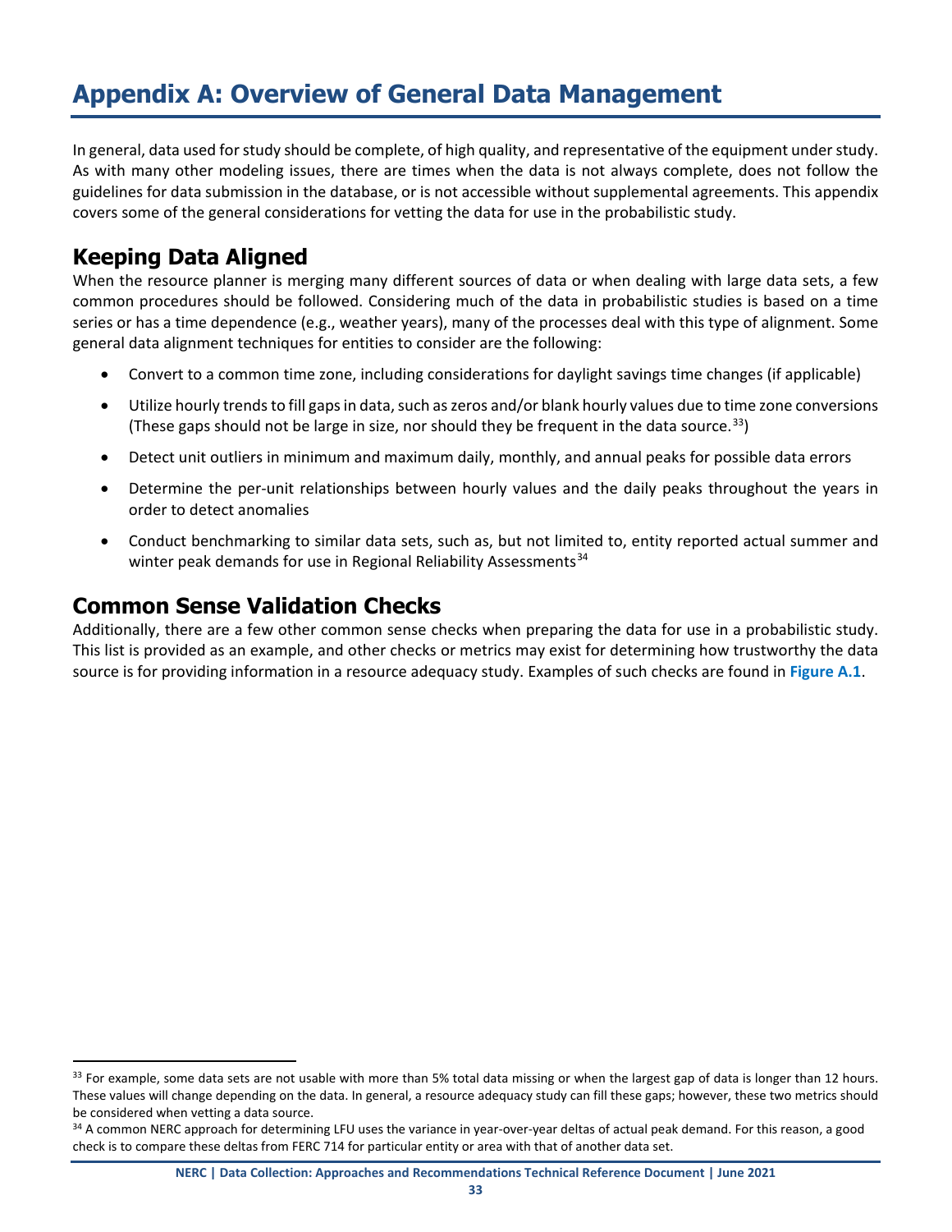# Appendix A: Overview of General Data Management

In general, data used for study should be complete, of high quality, and representative of the equipment under study. As with many other modeling issues, there are times when the data is not always complete, does not follow the guidelines for data submission in the database, or is not accessible without supplemental agreements. This appendix covers some of the general considerations for vetting the data for use in the probabilistic study.

## Keeping Data Aligned

When the resource planner is merging many different sources of data or when dealing with large data sets, a few common procedures should be followed. Considering much of the data in probabilistic studies is based on a time series or has a time dependence (e.g., weather years), many of the processes deal with this type of alignment. Some general data alignment techniques for entities to consider are the following:

- Convert to a common time zone, including considerations for daylight savings time changes (if applicable)
- Utilize hourly trends to fill gaps in data, such as zeros and/or blank hourly values due to time zone conversions (These gaps should not be large in size, nor should they be frequent in the data source.[33])
- Detect unit outliers in minimum and maximum daily, monthly, and annual peaks for possible data errors
- Determine the per-unit relationships between hourly values and the daily peaks throughout the years in order to detect anomalies
- Conduct benchmarking to similar data sets, such as, but not limited to, entity reported actual summer and winter peak demands for use in Regional Reliability Assessments[34]

## Common Sense Validation Checks

Additionally, there are a few other common sense checks when preparing the data for use in a probabilistic study. This list is provided as an example, and other checks or metrics may exist for determining how trustworthy the data source is for providing information in a resource adequacy study. Examples of such checks are found in **Figure A.1**.

---

[33] For example, some data sets are not usable with more than 5% total data missing or when the largest gap of data is longer than 12 hours. These values will change depending on the data. In general, a resource adequacy study can fill these gaps; however, these two metrics should be considered when vetting a data source.

[34] A common NERC approach for determining LFU uses the variance in year-over-year deltas of actual peak demand. For this reason, a good check is to compare these deltas from FERC 714 for particular entity or area with that of another data set.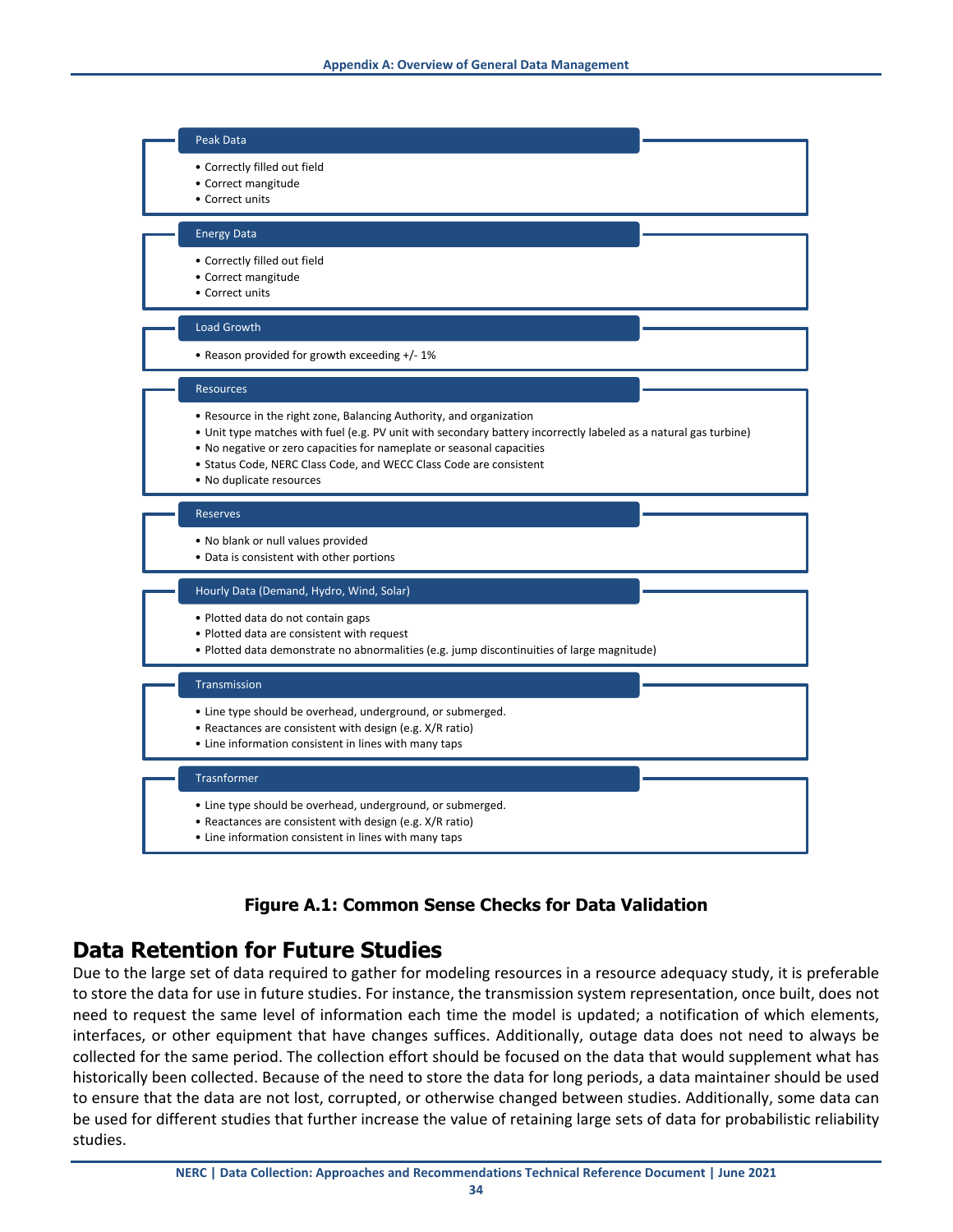**Peak Data**

- Correctly filled out field
- Correct mangitude
- Correct units

**Energy Data**

- Correctly filled out field
- Correct mangitude
- Correct units

**Load Growth**

- Reason provided for growth exceeding +/- 1%

**Resources**

- Resource in the right zone, Balancing Authority, and organization
- Unit type matches with fuel (e.g. PV unit with secondary battery incorrectly labeled as a natural gas turbine)
- No negative or zero capacities for nameplate or seasonal capacities
- Status Code, NERC Class Code, and WECC Class Code are consistent
- No duplicate resources

**Reserves**

- No blank or null values provided
- Data is consistent with other portions

**Hourly Data (Demand, Hydro, Wind, Solar)**

- Plotted data do not contain gaps
- Plotted data are consistent with request
- Plotted data demonstrate no abnormalities (e.g. jump discontinuities of large magnitude)

**Transmission**

- Line type should be overhead, underground, or submerged.
- Reactances are consistent with design (e.g. X/R ratio)
- Line information consistent in lines with many taps

**Trasnformer**

- Line type should be overhead, underground, or submerged.
- Reactances are consistent with design (e.g. X/R ratio)
- Line information consistent in lines with many taps

**Figure A.1: Common Sense Checks for Data Validation**

## Data Retention for Future Studies

Due to the large set of data required to gather for modeling resources in a resource adequacy study, it is preferable to store the data for use in future studies. For instance, the transmission system representation, once built, does not need to request the same level of information each time the model is updated; a notification of which elements, interfaces, or other equipment that have changes suffices. Additionally, outage data does not need to always be collected for the same period. The collection effort should be focused on the data that would supplement what has historically been collected. Because of the need to store the data for long periods, a data maintainer should be used to ensure that the data are not lost, corrupted, or otherwise changed between studies. Additionally, some data can be used for different studies that further increase the value of retaining large sets of data for probabilistic reliability studies.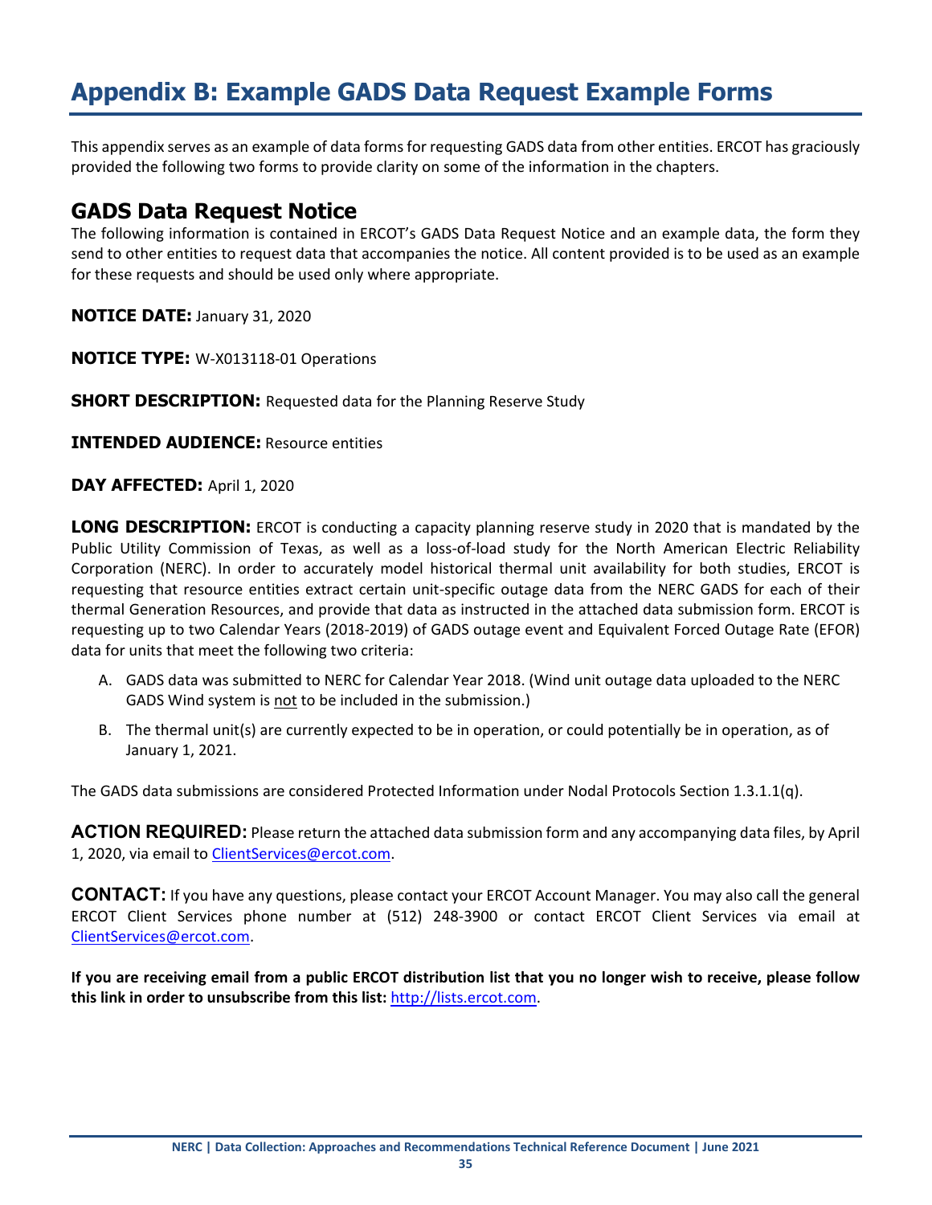# Appendix B: Example GADS Data Request Example Forms

This appendix serves as an example of data forms for requesting GADS data from other entities. ERCOT has graciously provided the following two forms to provide clarity on some of the information in the chapters.

## GADS Data Request Notice

The following information is contained in ERCOT's GADS Data Request Notice and an example data, the form they send to other entities to request data that accompanies the notice. All content provided is to be used as an example for these requests and should be used only where appropriate.

**NOTICE DATE:** January 31, 2020

**NOTICE TYPE:** W-X013118-01 Operations

**SHORT DESCRIPTION:** Requested data for the Planning Reserve Study

**INTENDED AUDIENCE:** Resource entities

**DAY AFFECTED:** April 1, 2020

**LONG DESCRIPTION:** ERCOT is conducting a capacity planning reserve study in 2020 that is mandated by the Public Utility Commission of Texas, as well as a loss-of-load study for the North American Electric Reliability Corporation (NERC). In order to accurately model historical thermal unit availability for both studies, ERCOT is requesting that resource entities extract certain unit-specific outage data from the NERC GADS for each of their thermal Generation Resources, and provide that data as instructed in the attached data submission form. ERCOT is requesting up to two Calendar Years (2018-2019) of GADS outage event and Equivalent Forced Outage Rate (EFOR) data for units that meet the following two criteria:

A. GADS data was submitted to NERC for Calendar Year 2018. (Wind unit outage data uploaded to the NERC GADS Wind system is not to be included in the submission.)

B. The thermal unit(s) are currently expected to be in operation, or could potentially be in operation, as of January 1, 2021.

The GADS data submissions are considered Protected Information under Nodal Protocols Section 1.3.1.1(q).

**ACTION REQUIRED:** Please return the attached data submission form and any accompanying data files, by April 1, 2020, via email to ClientServices@ercot.com.

**CONTACT:** If you have any questions, please contact your ERCOT Account Manager. You may also call the general ERCOT Client Services phone number at (512) 248-3900 or contact ERCOT Client Services via email at ClientServices@ercot.com.

**If you are receiving email from a public ERCOT distribution list that you no longer wish to receive, please follow this link in order to unsubscribe from this list:** http://lists.ercot.com.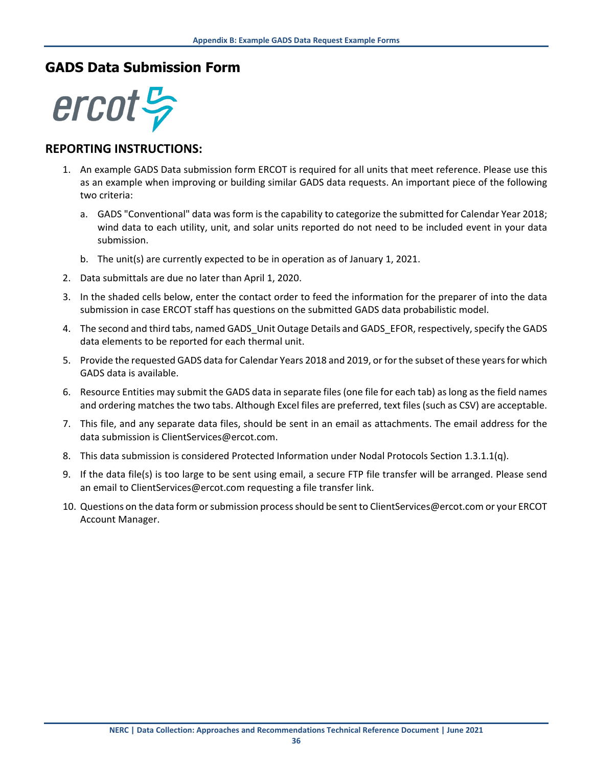## GADS Data Submission Form

ercot

### REPORTING INSTRUCTIONS:

1. An example GADS Data submission form ERCOT is required for all units that meet reference. Please use this as an example when improving or building similar GADS data requests. An important piece of the following two criteria:
   a. GADS "Conventional" data was form is the capability to categorize the submitted for Calendar Year 2018; wind data to each utility, unit, and solar units reported do not need to be included event in your data submission.
   b. The unit(s) are currently expected to be in operation as of January 1, 2021.
2. Data submittals are due no later than April 1, 2020.
3. In the shaded cells below, enter the contact order to feed the information for the preparer of into the data submission in case ERCOT staff has questions on the submitted GADS data probabilistic model.
4. The second and third tabs, named GADS_Unit Outage Details and GADS_EFOR, respectively, specify the GADS data elements to be reported for each thermal unit.
5. Provide the requested GADS data for Calendar Years 2018 and 2019, or for the subset of these years for which GADS data is available.
6. Resource Entities may submit the GADS data in separate files (one file for each tab) as long as the field names and ordering matches the two tabs. Although Excel files are preferred, text files (such as CSV) are acceptable.
7. This file, and any separate data files, should be sent in an email as attachments. The email address for the data submission is ClientServices@ercot.com.
8. This data submission is considered Protected Information under Nodal Protocols Section 1.3.1.1(q).
9. If the data file(s) is too large to be sent using email, a secure FTP file transfer will be arranged. Please send an email to ClientServices@ercot.com requesting a file transfer link.
10. Questions on the data form or submission process should be sent to ClientServices@ercot.com or your ERCOT Account Manager.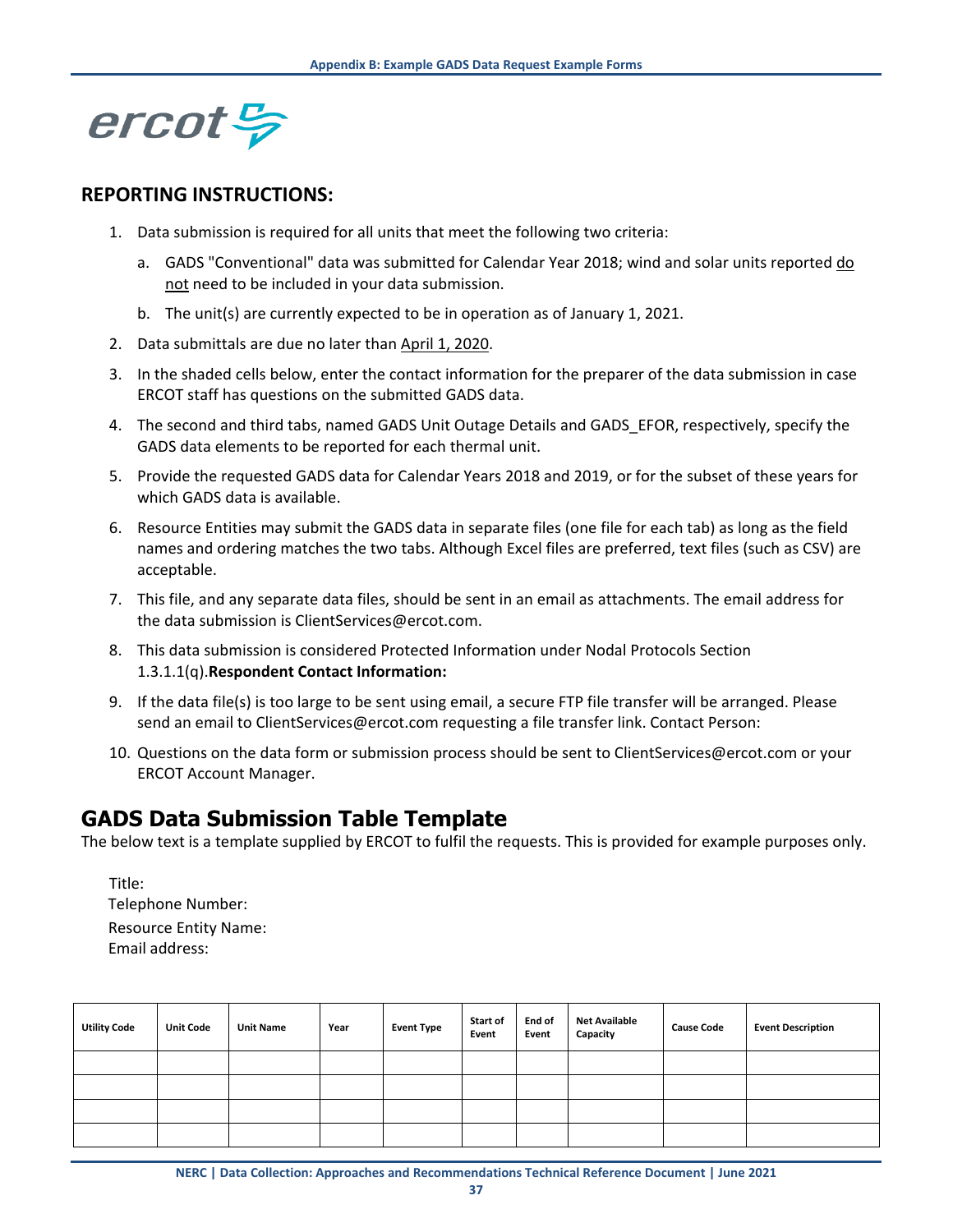ercot

## REPORTING INSTRUCTIONS:

1. Data submission is required for all units that meet the following two criteria:
   a. GADS "Conventional" data was submitted for Calendar Year 2018; wind and solar units reported do not need to be included in your data submission.
   b. The unit(s) are currently expected to be in operation as of January 1, 2021.
2. Data submittals are due no later than April 1, 2020.
3. In the shaded cells below, enter the contact information for the preparer of the data submission in case ERCOT staff has questions on the submitted GADS data.
4. The second and third tabs, named GADS Unit Outage Details and GADS_EFOR, respectively, specify the GADS data elements to be reported for each thermal unit.
5. Provide the requested GADS data for Calendar Years 2018 and 2019, or for the subset of these years for which GADS data is available.
6. Resource Entities may submit the GADS data in separate files (one file for each tab) as long as the field names and ordering matches the two tabs. Although Excel files are preferred, text files (such as CSV) are acceptable.
7. This file, and any separate data files, should be sent in an email as attachments. The email address for the data submission is ClientServices@ercot.com.
8. This data submission is considered Protected Information under Nodal Protocols Section 1.3.1.1(q).**Respondent Contact Information:**
9. If the data file(s) is too large to be sent using email, a secure FTP file transfer will be arranged. Please send an email to ClientServices@ercot.com requesting a file transfer link. Contact Person:
10. Questions on the data form or submission process should be sent to ClientServices@ercot.com or your ERCOT Account Manager.

## GADS Data Submission Table Template

The below text is a template supplied by ERCOT to fulfil the requests. This is provided for example purposes only.

Title:
Telephone Number:
Resource Entity Name:
Email address:

| Utility Code | Unit Code | Unit Name | Year | Event Type | Start of Event | End of Event | Net Available Capacity | Cause Code | Event Description |
|---|---|---|---|---|---|---|---|---|---|
| | | | | | | | | | |
| | | | | | | | | | |
| | | | | | | | | | |
| | | | | | | | | | |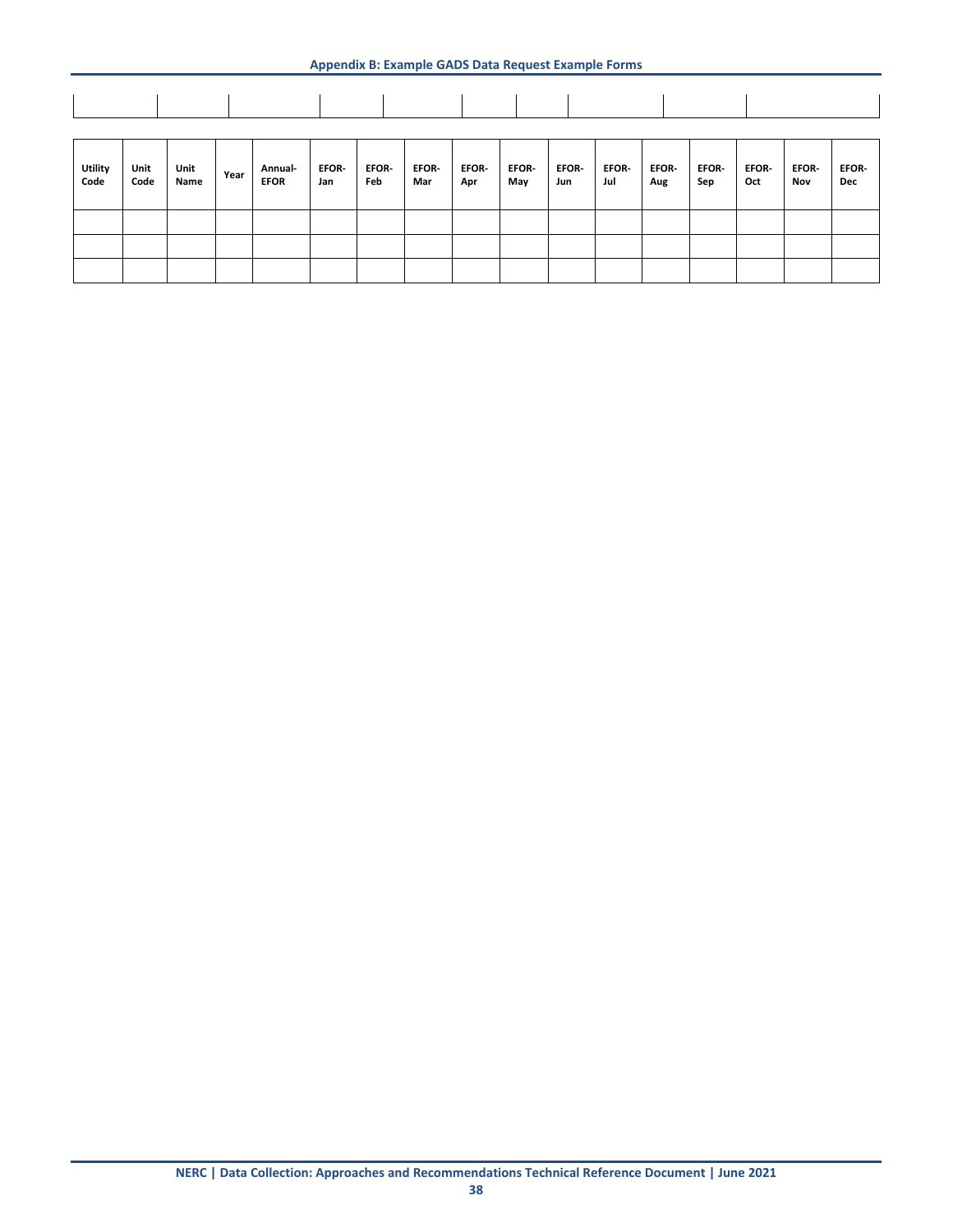| | | | | | | | | | |
|---|---|---|---|---|---|---|---|---|---|
| | | | | | | | | | |

| Utility Code | Unit Code | Unit Name | Year | Annual-EFOR | EFOR-Jan | EFOR-Feb | EFOR-Mar | EFOR-Apr | EFOR-May | EFOR-Jun | EFOR-Jul | EFOR-Aug | EFOR-Sep | EFOR-Oct | EFOR-Nov | EFOR-Dec |
|---|---|---|---|---|---|---|---|---|---|---|---|---|---|---|---|---|
| | | | | | | | | | | | | | | | | |
| | | | | | | | | | | | | | | | | |
| | | | | | | | | | | | | | | | | |